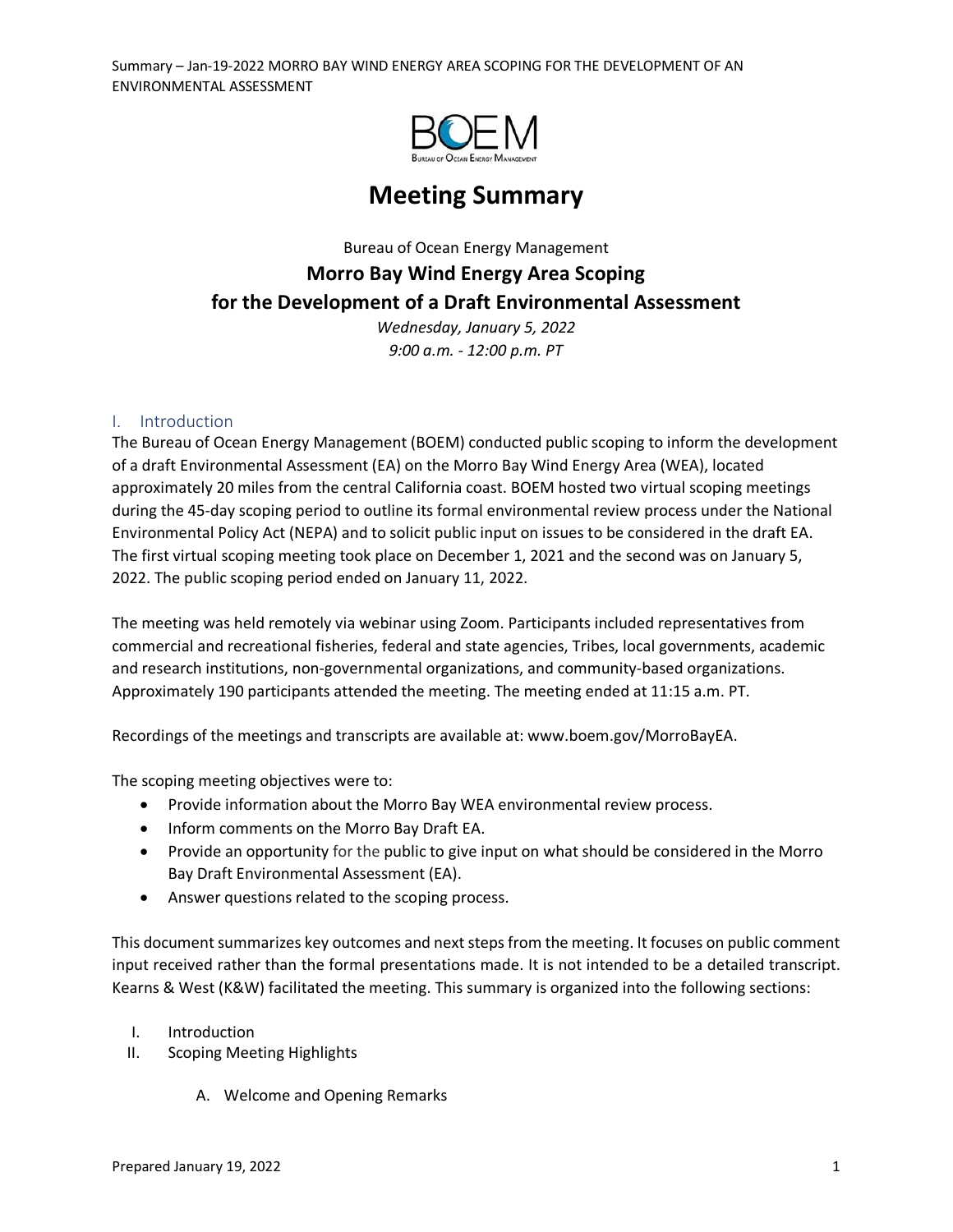# Meeting Summary

Bureau of Ocean Energy Management

**Morro Bay Wind Energy Area Scoping**
**for the Development of a Draft Environmental Assessment**

*Wednesday, January 5, 2022*
*9:00 a.m. - 12:00 p.m. PT*

## I. Introduction

The Bureau of Ocean Energy Management (BOEM) conducted public scoping to inform the development of a draft Environmental Assessment (EA) on the Morro Bay Wind Energy Area (WEA), located approximately 20 miles from the central California coast. BOEM hosted two virtual scoping meetings during the 45-day scoping period to outline its formal environmental review process under the National Environmental Policy Act (NEPA) and to solicit public input on issues to be considered in the draft EA. The first virtual scoping meeting took place on December 1, 2021 and the second was on January 5, 2022. The public scoping period ended on January 11, 2022.

The meeting was held remotely via webinar using Zoom. Participants included representatives from commercial and recreational fisheries, federal and state agencies, Tribes, local governments, academic and research institutions, non-governmental organizations, and community-based organizations. Approximately 190 participants attended the meeting. The meeting ended at 11:15 a.m. PT.

Recordings of the meetings and transcripts are available at: www.boem.gov/MorroBayEA.

The scoping meeting objectives were to:

- Provide information about the Morro Bay WEA environmental review process.
- Inform comments on the Morro Bay Draft EA.
- Provide an opportunity for the public to give input on what should be considered in the Morro Bay Draft Environmental Assessment (EA).
- Answer questions related to the scoping process.

This document summarizes key outcomes and next steps from the meeting. It focuses on public comment input received rather than the formal presentations made. It is not intended to be a detailed transcript. Kearns & West (K&W) facilitated the meeting. This summary is organized into the following sections:

I. Introduction
II. Scoping Meeting Highlights
   A. Welcome and Opening Remarks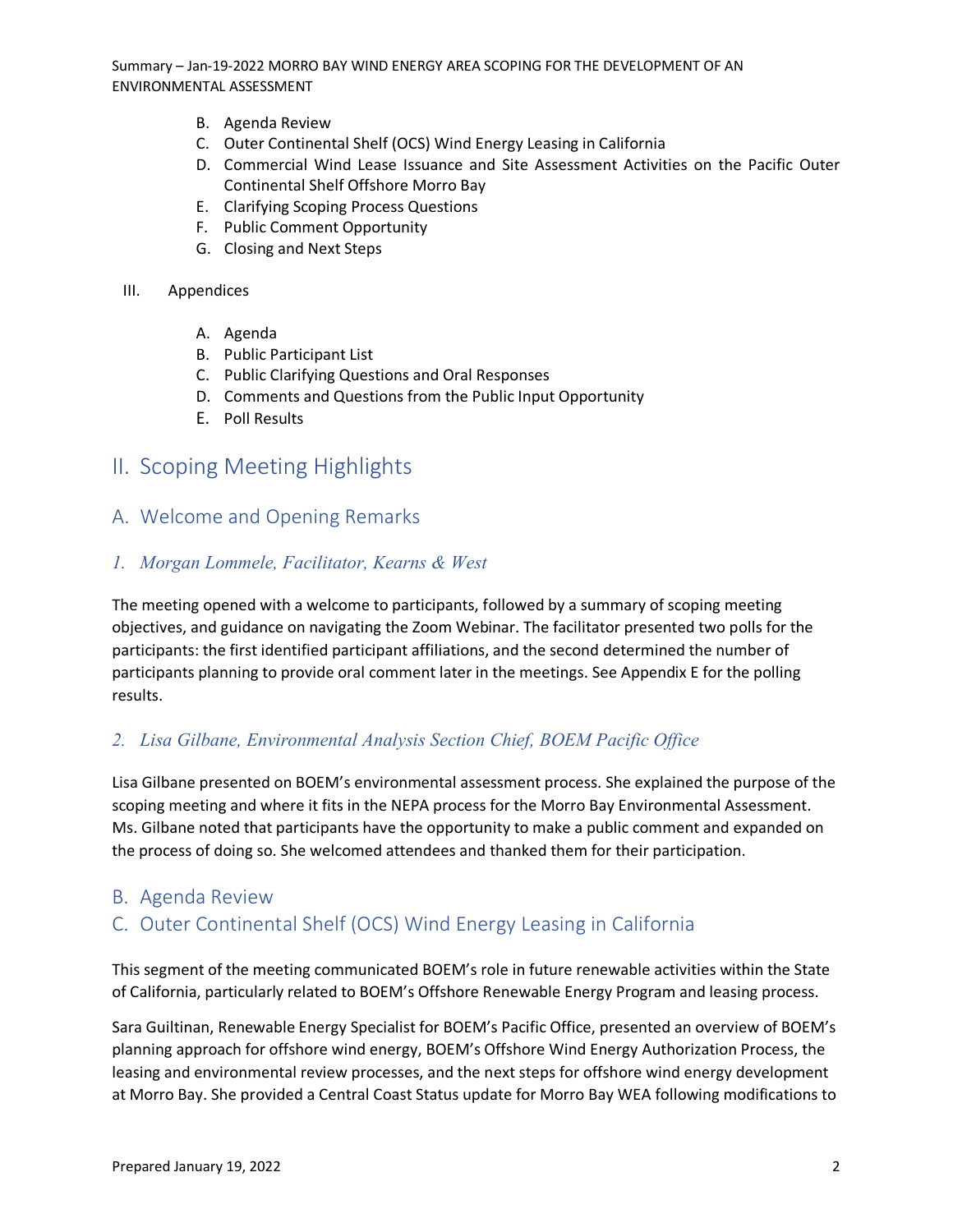B. Agenda Review
C. Outer Continental Shelf (OCS) Wind Energy Leasing in California
D. Commercial Wind Lease Issuance and Site Assessment Activities on the Pacific Outer Continental Shelf Offshore Morro Bay
E. Clarifying Scoping Process Questions
F. Public Comment Opportunity
G. Closing and Next Steps

III. Appendices

A. Agenda
B. Public Participant List
C. Public Clarifying Questions and Oral Responses
D. Comments and Questions from the Public Input Opportunity
E. Poll Results

# II. Scoping Meeting Highlights

## A. Welcome and Opening Remarks

### *1. Morgan Lommele, Facilitator, Kearns & West*

The meeting opened with a welcome to participants, followed by a summary of scoping meeting objectives, and guidance on navigating the Zoom Webinar. The facilitator presented two polls for the participants: the first identified participant affiliations, and the second determined the number of participants planning to provide oral comment later in the meetings. See Appendix E for the polling results.

### *2. Lisa Gilbane, Environmental Analysis Section Chief, BOEM Pacific Office*

Lisa Gilbane presented on BOEM's environmental assessment process. She explained the purpose of the scoping meeting and where it fits in the NEPA process for the Morro Bay Environmental Assessment. Ms. Gilbane noted that participants have the opportunity to make a public comment and expanded on the process of doing so. She welcomed attendees and thanked them for their participation.

## B. Agenda Review

## C. Outer Continental Shelf (OCS) Wind Energy Leasing in California

This segment of the meeting communicated BOEM's role in future renewable activities within the State of California, particularly related to BOEM's Offshore Renewable Energy Program and leasing process.

Sara Guiltinan, Renewable Energy Specialist for BOEM's Pacific Office, presented an overview of BOEM's planning approach for offshore wind energy, BOEM's Offshore Wind Energy Authorization Process, the leasing and environmental review processes, and the next steps for offshore wind energy development at Morro Bay. She provided a Central Coast Status update for Morro Bay WEA following modifications to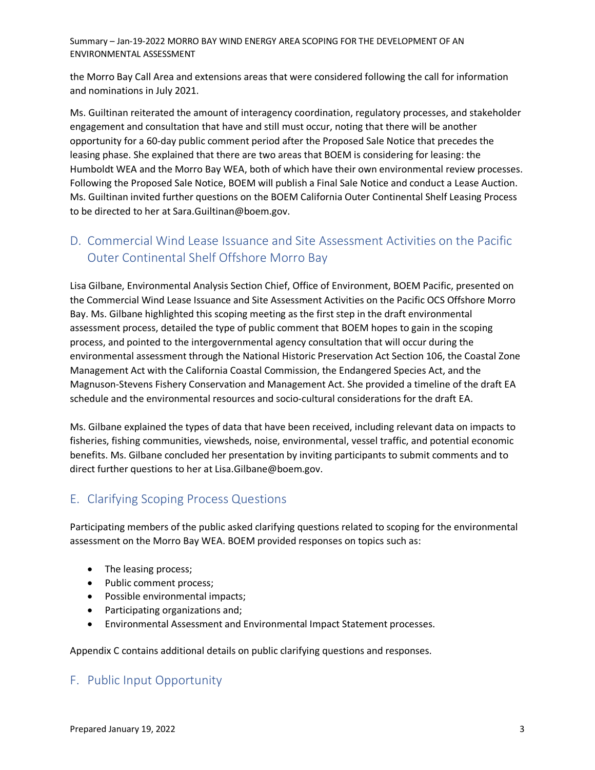the Morro Bay Call Area and extensions areas that were considered following the call for information and nominations in July 2021.

Ms. Guiltinan reiterated the amount of interagency coordination, regulatory processes, and stakeholder engagement and consultation that have and still must occur, noting that there will be another opportunity for a 60-day public comment period after the Proposed Sale Notice that precedes the leasing phase. She explained that there are two areas that BOEM is considering for leasing: the Humboldt WEA and the Morro Bay WEA, both of which have their own environmental review processes. Following the Proposed Sale Notice, BOEM will publish a Final Sale Notice and conduct a Lease Auction. Ms. Guiltinan invited further questions on the BOEM California Outer Continental Shelf Leasing Process to be directed to her at Sara.Guiltinan@boem.gov.

## D. Commercial Wind Lease Issuance and Site Assessment Activities on the Pacific Outer Continental Shelf Offshore Morro Bay

Lisa Gilbane, Environmental Analysis Section Chief, Office of Environment, BOEM Pacific, presented on the Commercial Wind Lease Issuance and Site Assessment Activities on the Pacific OCS Offshore Morro Bay. Ms. Gilbane highlighted this scoping meeting as the first step in the draft environmental assessment process, detailed the type of public comment that BOEM hopes to gain in the scoping process, and pointed to the intergovernmental agency consultation that will occur during the environmental assessment through the National Historic Preservation Act Section 106, the Coastal Zone Management Act with the California Coastal Commission, the Endangered Species Act, and the Magnuson-Stevens Fishery Conservation and Management Act. She provided a timeline of the draft EA schedule and the environmental resources and socio-cultural considerations for the draft EA.

Ms. Gilbane explained the types of data that have been received, including relevant data on impacts to fisheries, fishing communities, viewsheds, noise, environmental, vessel traffic, and potential economic benefits. Ms. Gilbane concluded her presentation by inviting participants to submit comments and to direct further questions to her at Lisa.Gilbane@boem.gov.

## E. Clarifying Scoping Process Questions

Participating members of the public asked clarifying questions related to scoping for the environmental assessment on the Morro Bay WEA. BOEM provided responses on topics such as:

- The leasing process;
- Public comment process;
- Possible environmental impacts;
- Participating organizations and;
- Environmental Assessment and Environmental Impact Statement processes.

Appendix C contains additional details on public clarifying questions and responses.

## F. Public Input Opportunity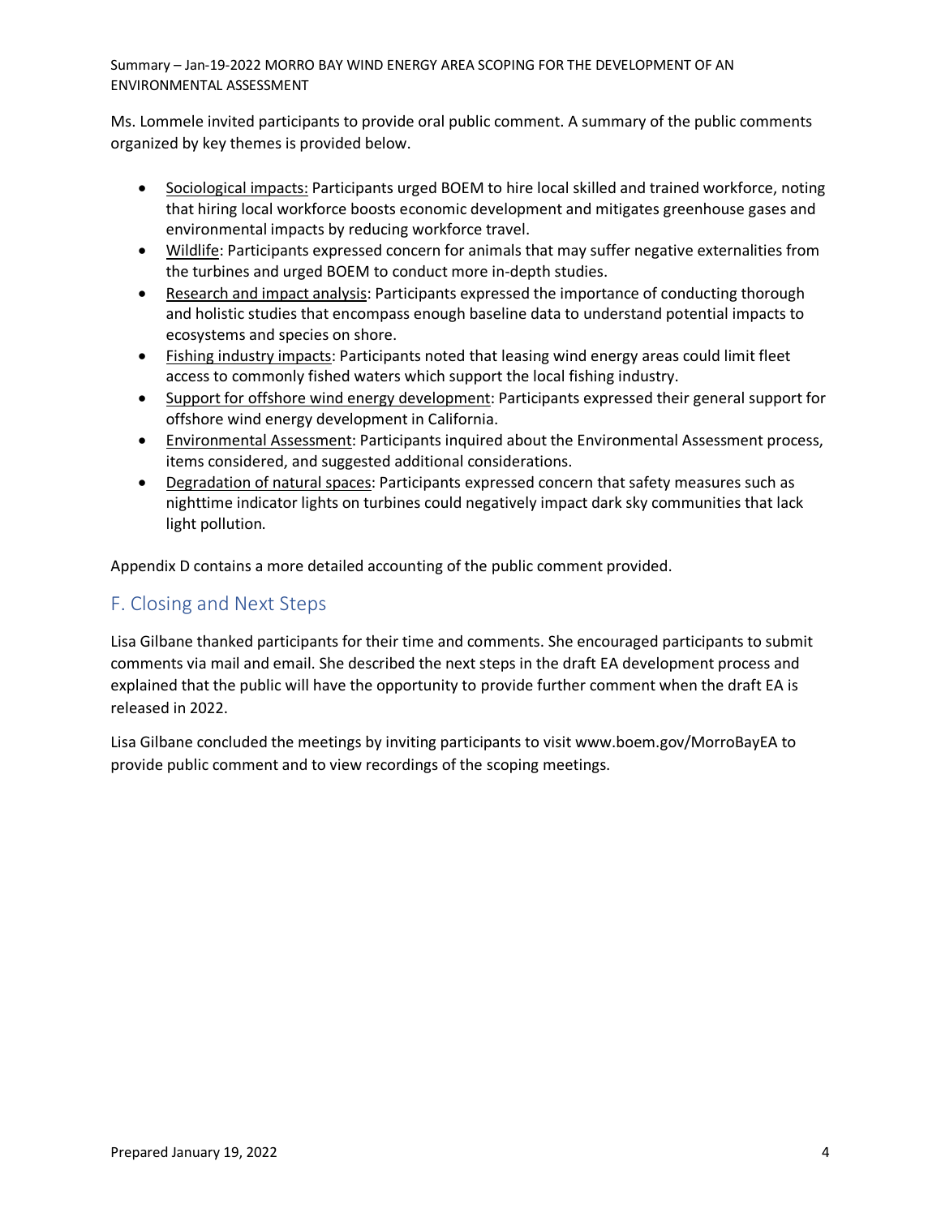Ms. Lommele invited participants to provide oral public comment. A summary of the public comments organized by key themes is provided below.

- Sociological impacts: Participants urged BOEM to hire local skilled and trained workforce, noting that hiring local workforce boosts economic development and mitigates greenhouse gases and environmental impacts by reducing workforce travel.
- Wildlife: Participants expressed concern for animals that may suffer negative externalities from the turbines and urged BOEM to conduct more in-depth studies.
- Research and impact analysis: Participants expressed the importance of conducting thorough and holistic studies that encompass enough baseline data to understand potential impacts to ecosystems and species on shore.
- Fishing industry impacts: Participants noted that leasing wind energy areas could limit fleet access to commonly fished waters which support the local fishing industry.
- Support for offshore wind energy development: Participants expressed their general support for offshore wind energy development in California.
- Environmental Assessment: Participants inquired about the Environmental Assessment process, items considered, and suggested additional considerations.
- Degradation of natural spaces: Participants expressed concern that safety measures such as nighttime indicator lights on turbines could negatively impact dark sky communities that lack light pollution.

Appendix D contains a more detailed accounting of the public comment provided.

## F. Closing and Next Steps

Lisa Gilbane thanked participants for their time and comments. She encouraged participants to submit comments via mail and email. She described the next steps in the draft EA development process and explained that the public will have the opportunity to provide further comment when the draft EA is released in 2022.

Lisa Gilbane concluded the meetings by inviting participants to visit www.boem.gov/MorroBayEA to provide public comment and to view recordings of the scoping meetings.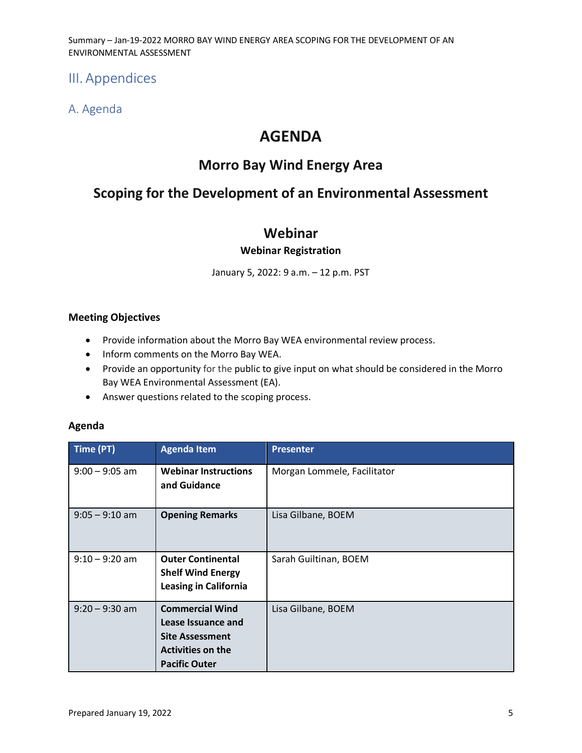# III. Appendices

## A. Agenda

# AGENDA

## Morro Bay Wind Energy Area

## Scoping for the Development of an Environmental Assessment

## Webinar

**Webinar Registration**

January 5, 2022: 9 a.m. – 12 p.m. PST

### Meeting Objectives

- Provide information about the Morro Bay WEA environmental review process.
- Inform comments on the Morro Bay WEA.
- Provide an opportunity for the public to give input on what should be considered in the Morro Bay WEA Environmental Assessment (EA).
- Answer questions related to the scoping process.

### Agenda

| Time (PT) | Agenda Item | Presenter |
|---|---|---|
| 9:00 – 9:05 am | **Webinar Instructions and Guidance** | Morgan Lommele, Facilitator |
| 9:05 – 9:10 am | **Opening Remarks** | Lisa Gilbane, BOEM |
| 9:10 – 9:20 am | **Outer Continental Shelf Wind Energy Leasing in California** | Sarah Guiltinan, BOEM |
| 9:20 – 9:30 am | **Commercial Wind Lease Issuance and Site Assessment Activities on the Pacific Outer** | Lisa Gilbane, BOEM |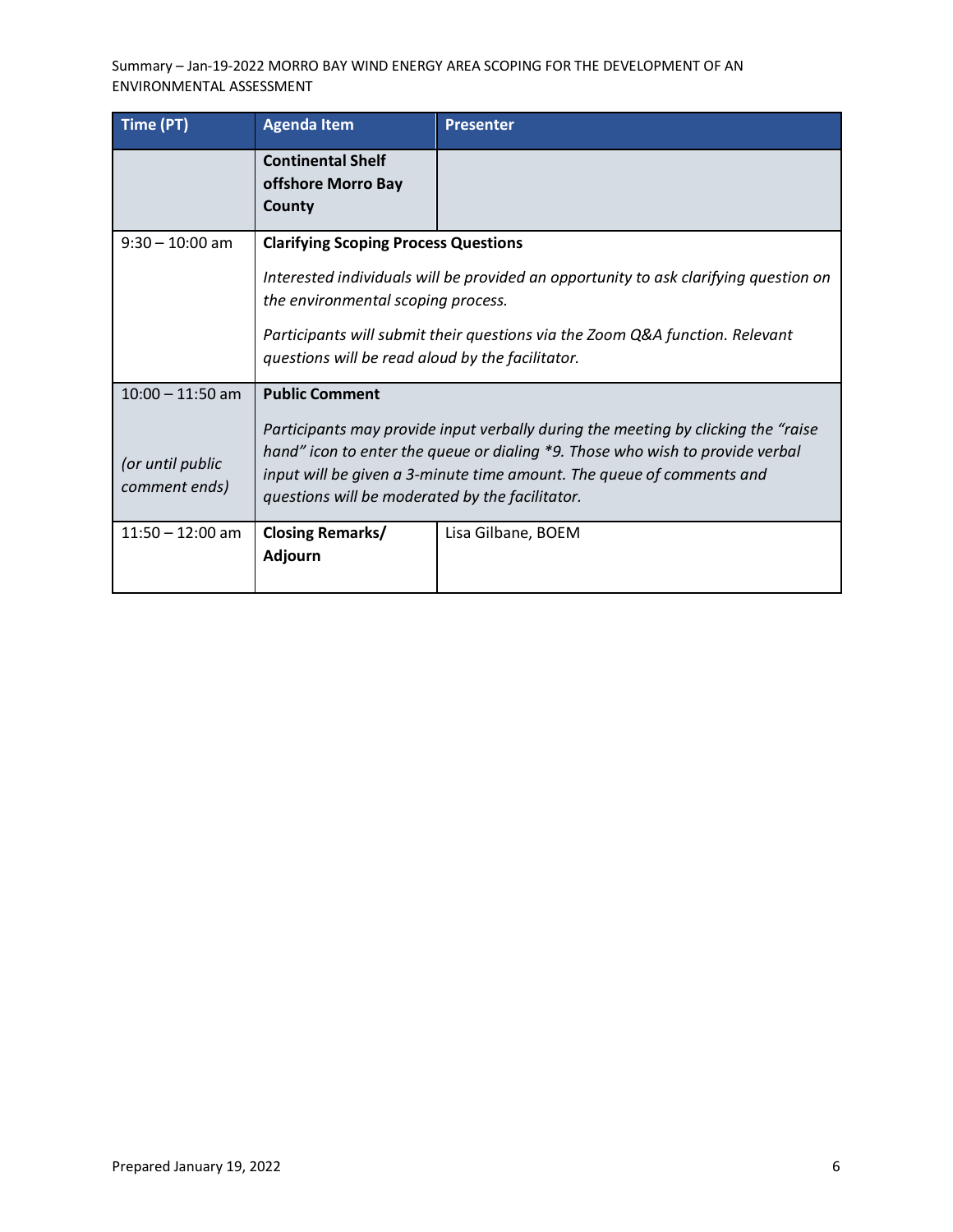| Time (PT) | Agenda Item | Presenter |
|---|---|---|
| | **Continental Shelf offshore Morro Bay County** | |
| 9:30 – 10:00 am | **Clarifying Scoping Process Questions**<br><br>*Interested individuals will be provided an opportunity to ask clarifying question on the environmental scoping process.*<br><br>*Participants will submit their questions via the Zoom Q&A function. Relevant questions will be read aloud by the facilitator.* | |
| 10:00 – 11:50 am<br><br>*(or until public comment ends)* | **Public Comment**<br><br>*Participants may provide input verbally during the meeting by clicking the "raise hand" icon to enter the queue or dialing *9. Those who wish to provide verbal input will be given a 3-minute time amount. The queue of comments and questions will be moderated by the facilitator.* | |
| 11:50 – 12:00 am | **Closing Remarks/ Adjourn** | Lisa Gilbane, BOEM |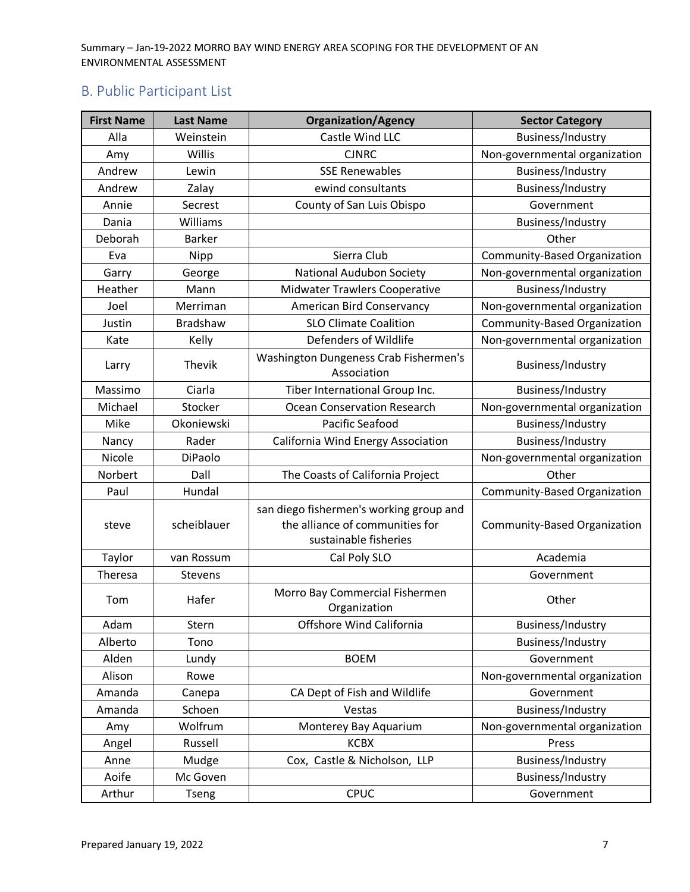## B. Public Participant List

| First Name | Last Name | Organization/Agency | Sector Category |
|---|---|---|---|
| Alla | Weinstein | Castle Wind LLC | Business/Industry |
| Amy | Willis | CJNRC | Non-governmental organization |
| Andrew | Lewin | SSE Renewables | Business/Industry |
| Andrew | Zalay | ewind consultants | Business/Industry |
| Annie | Secrest | County of San Luis Obispo | Government |
| Dania | Williams | | Business/Industry |
| Deborah | Barker | | Other |
| Eva | Nipp | Sierra Club | Community-Based Organization |
| Garry | George | National Audubon Society | Non-governmental organization |
| Heather | Mann | Midwater Trawlers Cooperative | Business/Industry |
| Joel | Merriman | American Bird Conservancy | Non-governmental organization |
| Justin | Bradshaw | SLO Climate Coalition | Community-Based Organization |
| Kate | Kelly | Defenders of Wildlife | Non-governmental organization |
| Larry | Thevik | Washington Dungeness Crab Fishermen's Association | Business/Industry |
| Massimo | Ciarla | Tiber International Group Inc. | Business/Industry |
| Michael | Stocker | Ocean Conservation Research | Non-governmental organization |
| Mike | Okoniewski | Pacific Seafood | Business/Industry |
| Nancy | Rader | California Wind Energy Association | Business/Industry |
| Nicole | DiPaolo | | Non-governmental organization |
| Norbert | Dall | The Coasts of California Project | Other |
| Paul | Hundal | | Community-Based Organization |
| steve | scheiblauer | san diego fishermen's working group and the alliance of communities for sustainable fisheries | Community-Based Organization |
| Taylor | van Rossum | Cal Poly SLO | Academia |
| Theresa | Stevens | | Government |
| Tom | Hafer | Morro Bay Commercial Fishermen Organization | Other |
| Adam | Stern | Offshore Wind California | Business/Industry |
| Alberto | Tono | | Business/Industry |
| Alden | Lundy | BOEM | Government |
| Alison | Rowe | | Non-governmental organization |
| Amanda | Canepa | CA Dept of Fish and Wildlife | Government |
| Amanda | Schoen | Vestas | Business/Industry |
| Amy | Wolfrum | Monterey Bay Aquarium | Non-governmental organization |
| Angel | Russell | KCBX | Press |
| Anne | Mudge | Cox, Castle & Nicholson, LLP | Business/Industry |
| Aoife | Mc Goven | | Business/Industry |
| Arthur | Tseng | CPUC | Government |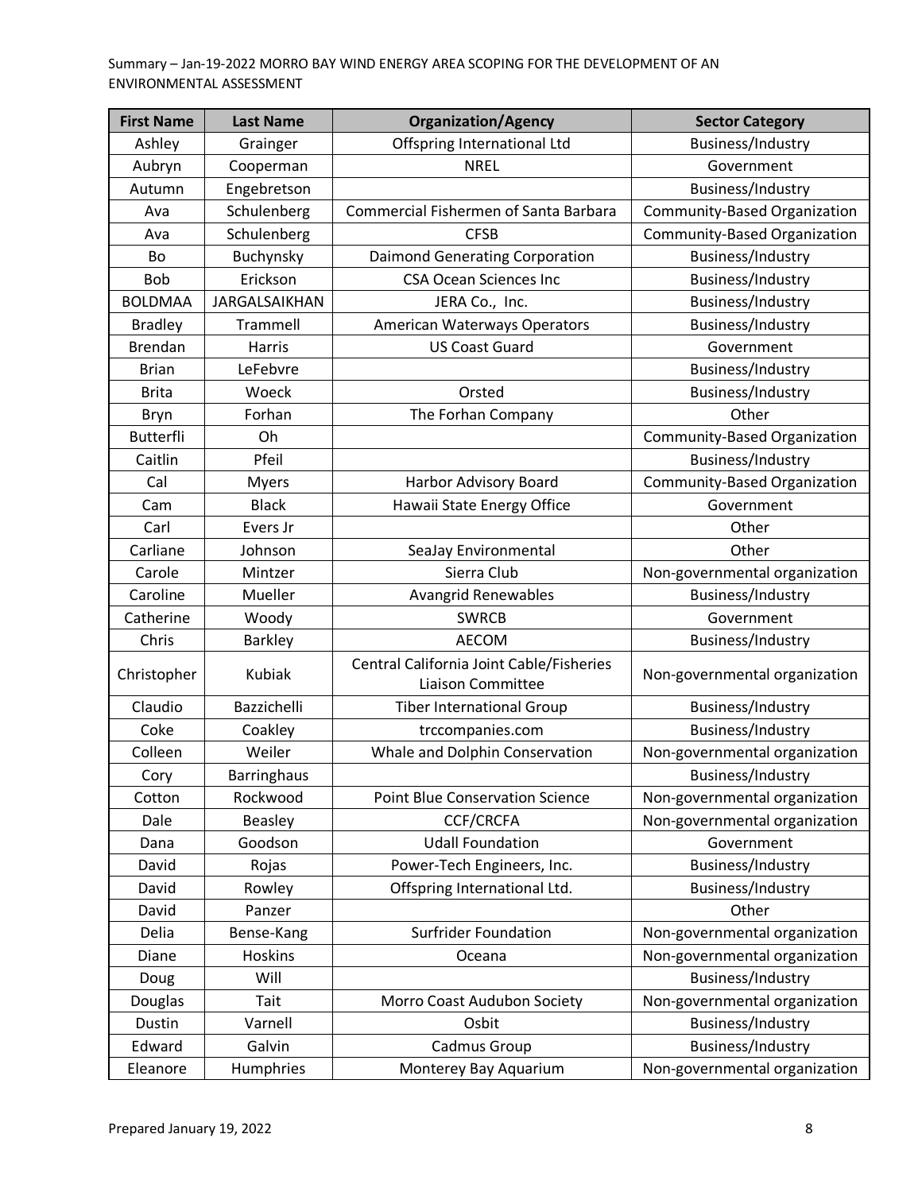| First Name | Last Name | Organization/Agency | Sector Category |
|---|---|---|---|
| Ashley | Grainger | Offspring International Ltd | Business/Industry |
| Aubryn | Cooperman | NREL | Government |
| Autumn | Engebretson | | Business/Industry |
| Ava | Schulenberg | Commercial Fishermen of Santa Barbara | Community-Based Organization |
| Ava | Schulenberg | CFSB | Community-Based Organization |
| Bo | Buchynsky | Daimond Generating Corporation | Business/Industry |
| Bob | Erickson | CSA Ocean Sciences Inc | Business/Industry |
| BOLDMAA | JARGALSAIKHAN | JERA Co., Inc. | Business/Industry |
| Bradley | Trammell | American Waterways Operators | Business/Industry |
| Brendan | Harris | US Coast Guard | Government |
| Brian | LeFebvre | | Business/Industry |
| Brita | Woeck | Orsted | Business/Industry |
| Bryn | Forhan | The Forhan Company | Other |
| Butterfli | Oh | | Community-Based Organization |
| Caitlin | Pfeil | | Business/Industry |
| Cal | Myers | Harbor Advisory Board | Community-Based Organization |
| Cam | Black | Hawaii State Energy Office | Government |
| Carl | Evers Jr | | Other |
| Carliane | Johnson | SeaJay Environmental | Other |
| Carole | Mintzer | Sierra Club | Non-governmental organization |
| Caroline | Mueller | Avangrid Renewables | Business/Industry |
| Catherine | Woody | SWRCB | Government |
| Chris | Barkley | AECOM | Business/Industry |
| Christopher | Kubiak | Central California Joint Cable/Fisheries Liaison Committee | Non-governmental organization |
| Claudio | Bazzichelli | Tiber International Group | Business/Industry |
| Coke | Coakley | trccompanies.com | Business/Industry |
| Colleen | Weiler | Whale and Dolphin Conservation | Non-governmental organization |
| Cory | Barringhaus | | Business/Industry |
| Cotton | Rockwood | Point Blue Conservation Science | Non-governmental organization |
| Dale | Beasley | CCF/CRCFA | Non-governmental organization |
| Dana | Goodson | Udall Foundation | Government |
| David | Rojas | Power-Tech Engineers, Inc. | Business/Industry |
| David | Rowley | Offspring International Ltd. | Business/Industry |
| David | Panzer | | Other |
| Delia | Bense-Kang | Surfrider Foundation | Non-governmental organization |
| Diane | Hoskins | Oceana | Non-governmental organization |
| Doug | Will | | Business/Industry |
| Douglas | Tait | Morro Coast Audubon Society | Non-governmental organization |
| Dustin | Varnell | Osbit | Business/Industry |
| Edward | Galvin | Cadmus Group | Business/Industry |
| Eleanore | Humphries | Monterey Bay Aquarium | Non-governmental organization |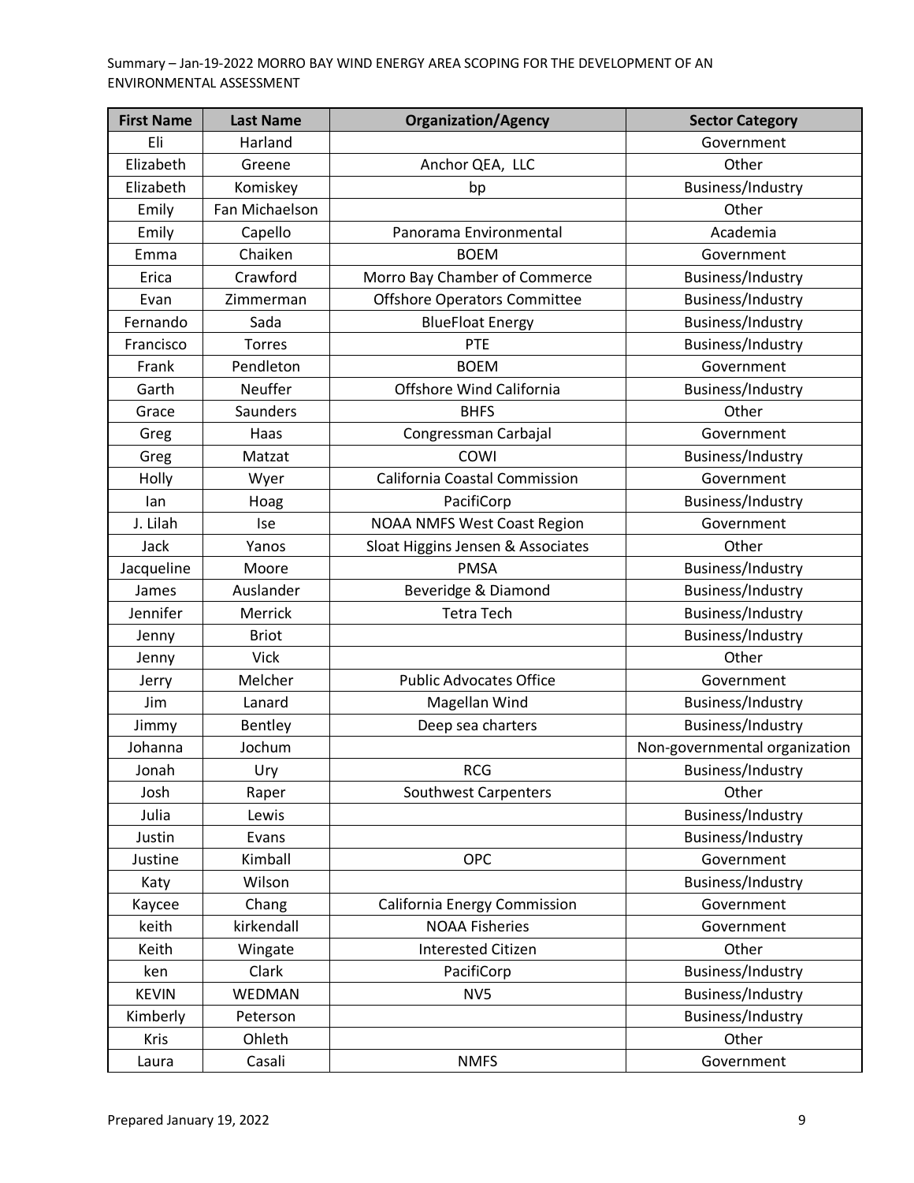| First Name | Last Name | Organization/Agency | Sector Category |
|---|---|---|---|
| Eli | Harland | | Government |
| Elizabeth | Greene | Anchor QEA,  LLC | Other |
| Elizabeth | Komiskey | bp | Business/Industry |
| Emily | Fan Michaelson | | Other |
| Emily | Capello | Panorama Environmental | Academia |
| Emma | Chaiken | BOEM | Government |
| Erica | Crawford | Morro Bay Chamber of Commerce | Business/Industry |
| Evan | Zimmerman | Offshore Operators Committee | Business/Industry |
| Fernando | Sada | BlueFloat Energy | Business/Industry |
| Francisco | Torres | PTE | Business/Industry |
| Frank | Pendleton | BOEM | Government |
| Garth | Neuffer | Offshore Wind California | Business/Industry |
| Grace | Saunders | BHFS | Other |
| Greg | Haas | Congressman Carbajal | Government |
| Greg | Matzat | COWI | Business/Industry |
| Holly | Wyer | California Coastal Commission | Government |
| Ian | Hoag | PacifiCorp | Business/Industry |
| J. Lilah | Ise | NOAA NMFS West Coast Region | Government |
| Jack | Yanos | Sloat Higgins Jensen & Associates | Other |
| Jacqueline | Moore | PMSA | Business/Industry |
| James | Auslander | Beveridge & Diamond | Business/Industry |
| Jennifer | Merrick | Tetra Tech | Business/Industry |
| Jenny | Briot | | Business/Industry |
| Jenny | Vick | | Other |
| Jerry | Melcher | Public Advocates Office | Government |
| Jim | Lanard | Magellan Wind | Business/Industry |
| Jimmy | Bentley | Deep sea charters | Business/Industry |
| Johanna | Jochum | | Non-governmental organization |
| Jonah | Ury | RCG | Business/Industry |
| Josh | Raper | Southwest Carpenters | Other |
| Julia | Lewis | | Business/Industry |
| Justin | Evans | | Business/Industry |
| Justine | Kimball | OPC | Government |
| Katy | Wilson | | Business/Industry |
| Kaycee | Chang | California Energy Commission | Government |
| keith | kirkendall | NOAA Fisheries | Government |
| Keith | Wingate | Interested Citizen | Other |
| ken | Clark | PacifiCorp | Business/Industry |
| KEVIN | WEDMAN | NV5 | Business/Industry |
| Kimberly | Peterson | | Business/Industry |
| Kris | Ohleth | | Other |
| Laura | Casali | NMFS | Government |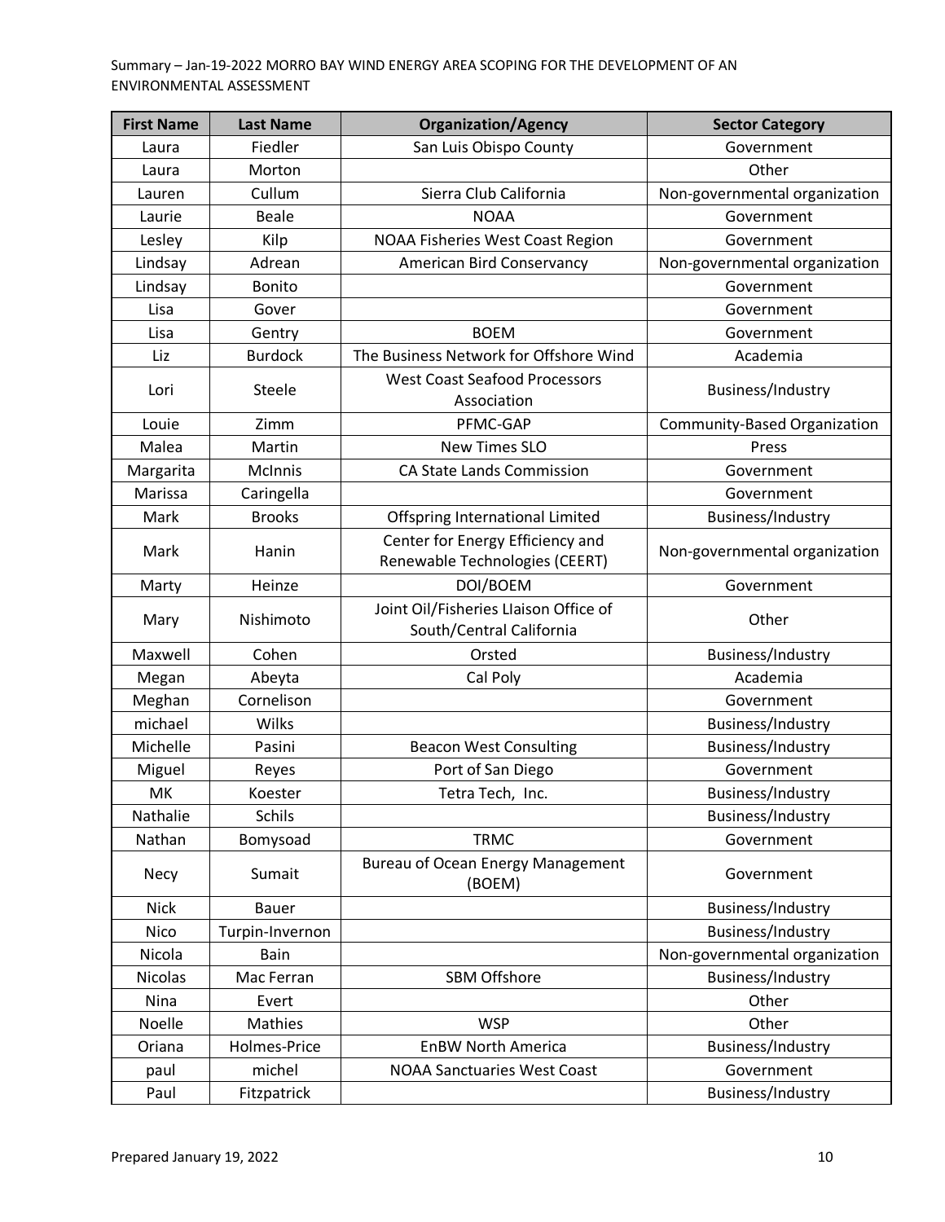| First Name | Last Name | Organization/Agency | Sector Category |
|---|---|---|---|
| Laura | Fiedler | San Luis Obispo County | Government |
| Laura | Morton | | Other |
| Lauren | Cullum | Sierra Club California | Non-governmental organization |
| Laurie | Beale | NOAA | Government |
| Lesley | Kilp | NOAA Fisheries West Coast Region | Government |
| Lindsay | Adrean | American Bird Conservancy | Non-governmental organization |
| Lindsay | Bonito | | Government |
| Lisa | Gover | | Government |
| Lisa | Gentry | BOEM | Government |
| Liz | Burdock | The Business Network for Offshore Wind | Academia |
| Lori | Steele | West Coast Seafood Processors Association | Business/Industry |
| Louie | Zimm | PFMC-GAP | Community-Based Organization |
| Malea | Martin | New Times SLO | Press |
| Margarita | McInnis | CA State Lands Commission | Government |
| Marissa | Caringella | | Government |
| Mark | Brooks | Offspring International Limited | Business/Industry |
| Mark | Hanin | Center for Energy Efficiency and Renewable Technologies (CEERT) | Non-governmental organization |
| Marty | Heinze | DOI/BOEM | Government |
| Mary | Nishimoto | Joint Oil/Fisheries LIaison Office of South/Central California | Other |
| Maxwell | Cohen | Orsted | Business/Industry |
| Megan | Abeyta | Cal Poly | Academia |
| Meghan | Cornelison | | Government |
| michael | Wilks | | Business/Industry |
| Michelle | Pasini | Beacon West Consulting | Business/Industry |
| Miguel | Reyes | Port of San Diego | Government |
| MK | Koester | Tetra Tech, Inc. | Business/Industry |
| Nathalie | Schils | | Business/Industry |
| Nathan | Bomysoad | TRMC | Government |
| Necy | Sumait | Bureau of Ocean Energy Management (BOEM) | Government |
| Nick | Bauer | | Business/Industry |
| Nico | Turpin-Invernon | | Business/Industry |
| Nicola | Bain | | Non-governmental organization |
| Nicolas | Mac Ferran | SBM Offshore | Business/Industry |
| Nina | Evert | | Other |
| Noelle | Mathies | WSP | Other |
| Oriana | Holmes-Price | EnBW North America | Business/Industry |
| paul | michel | NOAA Sanctuaries West Coast | Government |
| Paul | Fitzpatrick | | Business/Industry |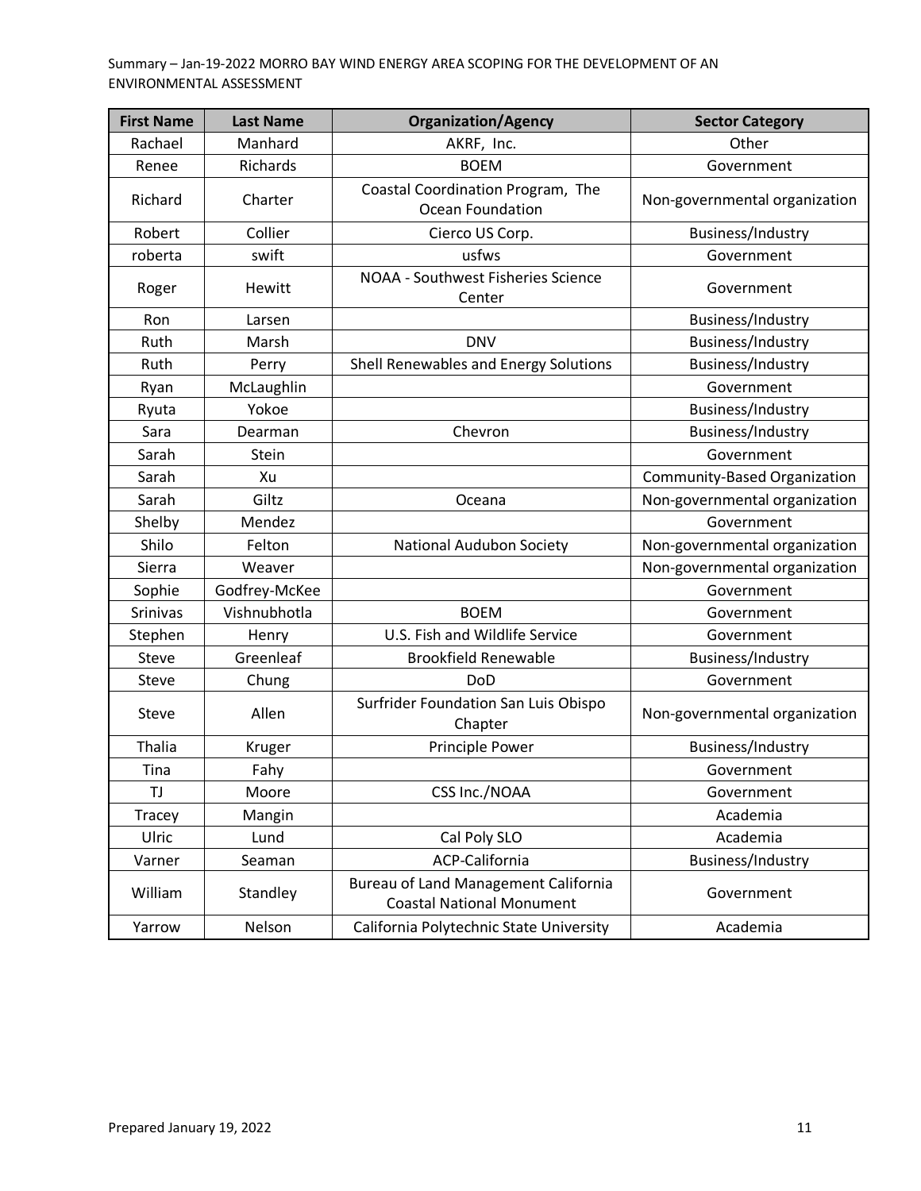| First Name | Last Name | Organization/Agency | Sector Category |
|---|---|---|---|
| Rachael | Manhard | AKRF, Inc. | Other |
| Renee | Richards | BOEM | Government |
| Richard | Charter | Coastal Coordination Program, The Ocean Foundation | Non-governmental organization |
| Robert | Collier | Cierco US Corp. | Business/Industry |
| roberta | swift | usfws | Government |
| Roger | Hewitt | NOAA - Southwest Fisheries Science Center | Government |
| Ron | Larsen | | Business/Industry |
| Ruth | Marsh | DNV | Business/Industry |
| Ruth | Perry | Shell Renewables and Energy Solutions | Business/Industry |
| Ryan | McLaughlin | | Government |
| Ryuta | Yokoe | | Business/Industry |
| Sara | Dearman | Chevron | Business/Industry |
| Sarah | Stein | | Government |
| Sarah | Xu | | Community-Based Organization |
| Sarah | Giltz | Oceana | Non-governmental organization |
| Shelby | Mendez | | Government |
| Shilo | Felton | National Audubon Society | Non-governmental organization |
| Sierra | Weaver | | Non-governmental organization |
| Sophie | Godfrey-McKee | | Government |
| Srinivas | Vishnubhotla | BOEM | Government |
| Stephen | Henry | U.S. Fish and Wildlife Service | Government |
| Steve | Greenleaf | Brookfield Renewable | Business/Industry |
| Steve | Chung | DoD | Government |
| Steve | Allen | Surfrider Foundation San Luis Obispo Chapter | Non-governmental organization |
| Thalia | Kruger | Principle Power | Business/Industry |
| Tina | Fahy | | Government |
| TJ | Moore | CSS Inc./NOAA | Government |
| Tracey | Mangin | | Academia |
| Ulric | Lund | Cal Poly SLO | Academia |
| Varner | Seaman | ACP-California | Business/Industry |
| William | Standley | Bureau of Land Management California Coastal National Monument | Government |
| Yarrow | Nelson | California Polytechnic State University | Academia |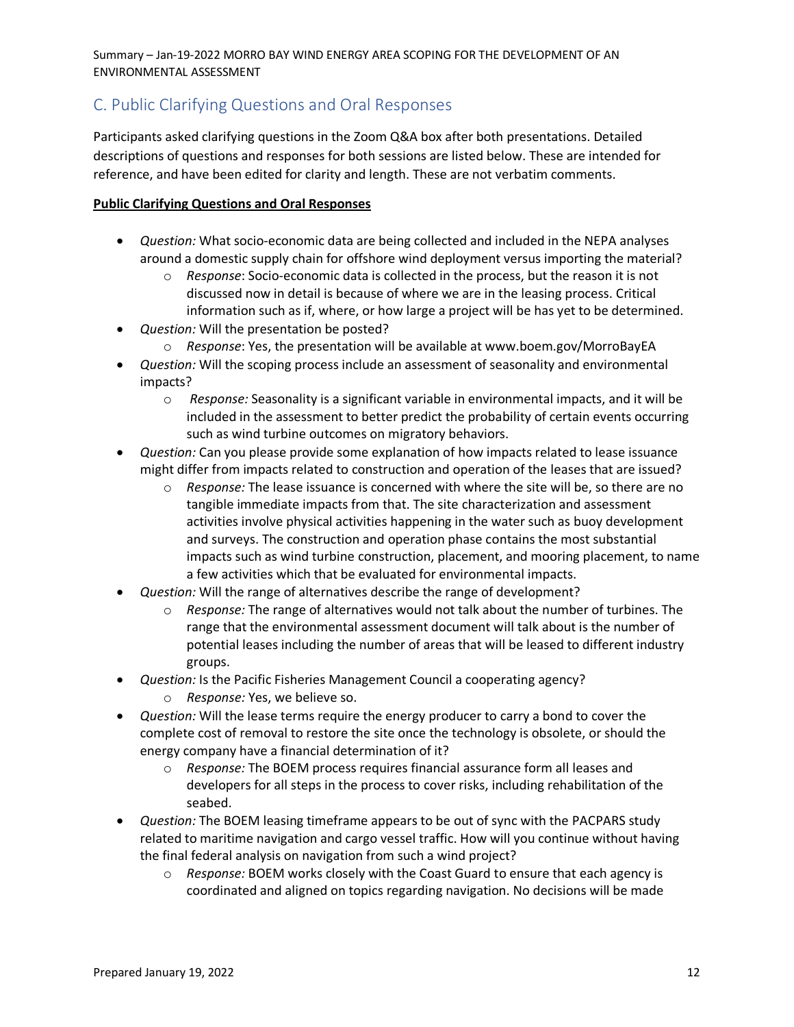## C. Public Clarifying Questions and Oral Responses

Participants asked clarifying questions in the Zoom Q&A box after both presentations. Detailed descriptions of questions and responses for both sessions are listed below. These are intended for reference, and have been edited for clarity and length. These are not verbatim comments.

**Public Clarifying Questions and Oral Responses**

- *Question:* What socio-economic data are being collected and included in the NEPA analyses around a domestic supply chain for offshore wind deployment versus importing the material?
    - *Response*: Socio-economic data is collected in the process, but the reason it is not discussed now in detail is because of where we are in the leasing process. Critical information such as if, where, or how large a project will be has yet to be determined.
- *Question:* Will the presentation be posted?
    - *Response*: Yes, the presentation will be available at www.boem.gov/MorroBayEA
- *Question:* Will the scoping process include an assessment of seasonality and environmental impacts?
    - *Response:* Seasonality is a significant variable in environmental impacts, and it will be included in the assessment to better predict the probability of certain events occurring such as wind turbine outcomes on migratory behaviors.
- *Question:* Can you please provide some explanation of how impacts related to lease issuance might differ from impacts related to construction and operation of the leases that are issued?
    - *Response:* The lease issuance is concerned with where the site will be, so there are no tangible immediate impacts from that. The site characterization and assessment activities involve physical activities happening in the water such as buoy development and surveys. The construction and operation phase contains the most substantial impacts such as wind turbine construction, placement, and mooring placement, to name a few activities which that be evaluated for environmental impacts.
- *Question:* Will the range of alternatives describe the range of development?
    - *Response:* The range of alternatives would not talk about the number of turbines. The range that the environmental assessment document will talk about is the number of potential leases including the number of areas that will be leased to different industry groups.
- *Question:* Is the Pacific Fisheries Management Council a cooperating agency?
    - *Response:* Yes, we believe so.
- *Question:* Will the lease terms require the energy producer to carry a bond to cover the complete cost of removal to restore the site once the technology is obsolete, or should the energy company have a financial determination of it?
    - *Response:* The BOEM process requires financial assurance form all leases and developers for all steps in the process to cover risks, including rehabilitation of the seabed.
- *Question:* The BOEM leasing timeframe appears to be out of sync with the PACPARS study related to maritime navigation and cargo vessel traffic. How will you continue without having the final federal analysis on navigation from such a wind project?
    - *Response:* BOEM works closely with the Coast Guard to ensure that each agency is coordinated and aligned on topics regarding navigation. No decisions will be made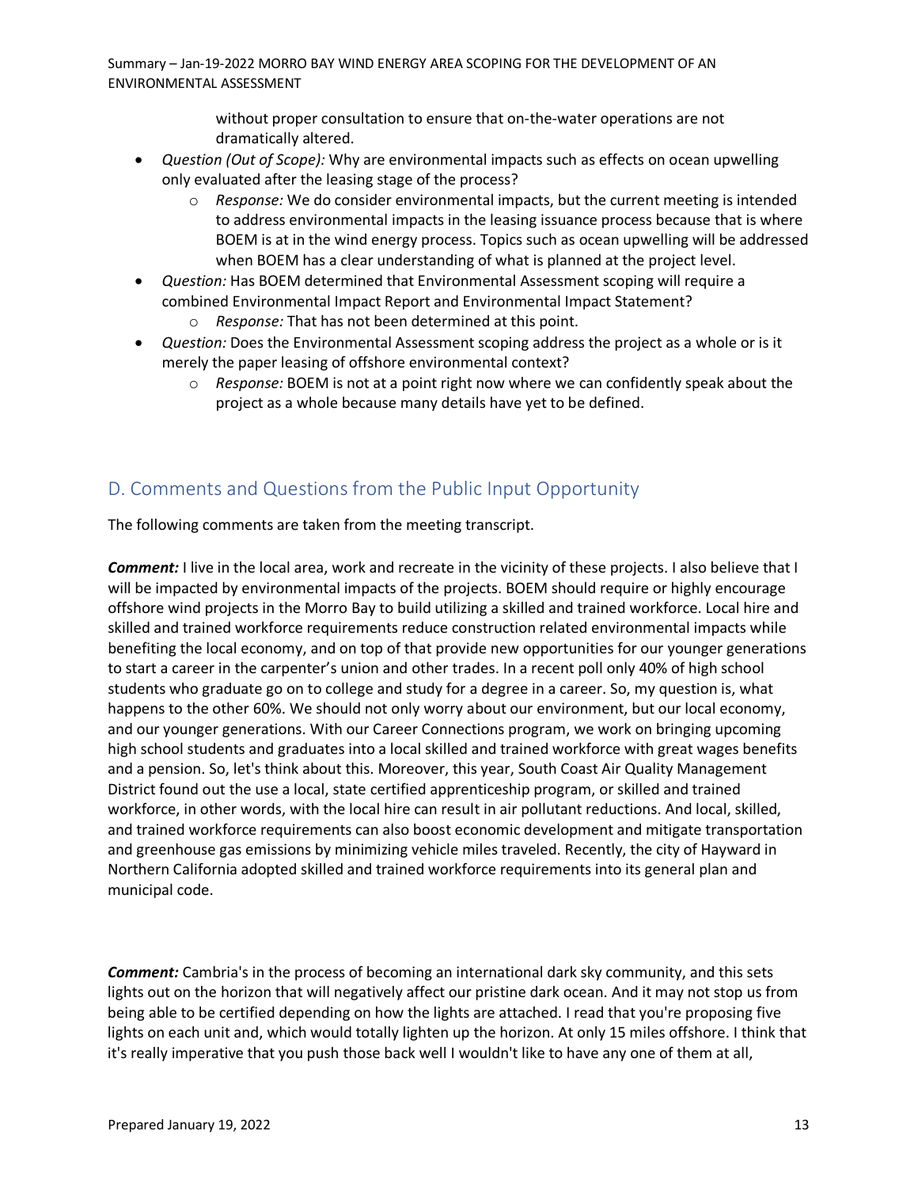without proper consultation to ensure that on-the-water operations are not dramatically altered.

- *Question (Out of Scope):* Why are environmental impacts such as effects on ocean upwelling only evaluated after the leasing stage of the process?
    - *Response:* We do consider environmental impacts, but the current meeting is intended to address environmental impacts in the leasing issuance process because that is where BOEM is at in the wind energy process. Topics such as ocean upwelling will be addressed when BOEM has a clear understanding of what is planned at the project level.
- *Question:* Has BOEM determined that Environmental Assessment scoping will require a combined Environmental Impact Report and Environmental Impact Statement?
    - *Response:* That has not been determined at this point.
- *Question:* Does the Environmental Assessment scoping address the project as a whole or is it merely the paper leasing of offshore environmental context?
    - *Response:* BOEM is not at a point right now where we can confidently speak about the project as a whole because many details have yet to be defined.

## D. Comments and Questions from the Public Input Opportunity

The following comments are taken from the meeting transcript.

***Comment:*** I live in the local area, work and recreate in the vicinity of these projects. I also believe that I will be impacted by environmental impacts of the projects. BOEM should require or highly encourage offshore wind projects in the Morro Bay to build utilizing a skilled and trained workforce. Local hire and skilled and trained workforce requirements reduce construction related environmental impacts while benefiting the local economy, and on top of that provide new opportunities for our younger generations to start a career in the carpenter's union and other trades. In a recent poll only 40% of high school students who graduate go on to college and study for a degree in a career. So, my question is, what happens to the other 60%. We should not only worry about our environment, but our local economy, and our younger generations. With our Career Connections program, we work on bringing upcoming high school students and graduates into a local skilled and trained workforce with great wages benefits and a pension. So, let's think about this. Moreover, this year, South Coast Air Quality Management District found out the use a local, state certified apprenticeship program, or skilled and trained workforce, in other words, with the local hire can result in air pollutant reductions. And local, skilled, and trained workforce requirements can also boost economic development and mitigate transportation and greenhouse gas emissions by minimizing vehicle miles traveled. Recently, the city of Hayward in Northern California adopted skilled and trained workforce requirements into its general plan and municipal code.

***Comment:*** Cambria's in the process of becoming an international dark sky community, and this sets lights out on the horizon that will negatively affect our pristine dark ocean. And it may not stop us from being able to be certified depending on how the lights are attached. I read that you're proposing five lights on each unit and, which would totally lighten up the horizon. At only 15 miles offshore. I think that it's really imperative that you push those back well I wouldn't like to have any one of them at all,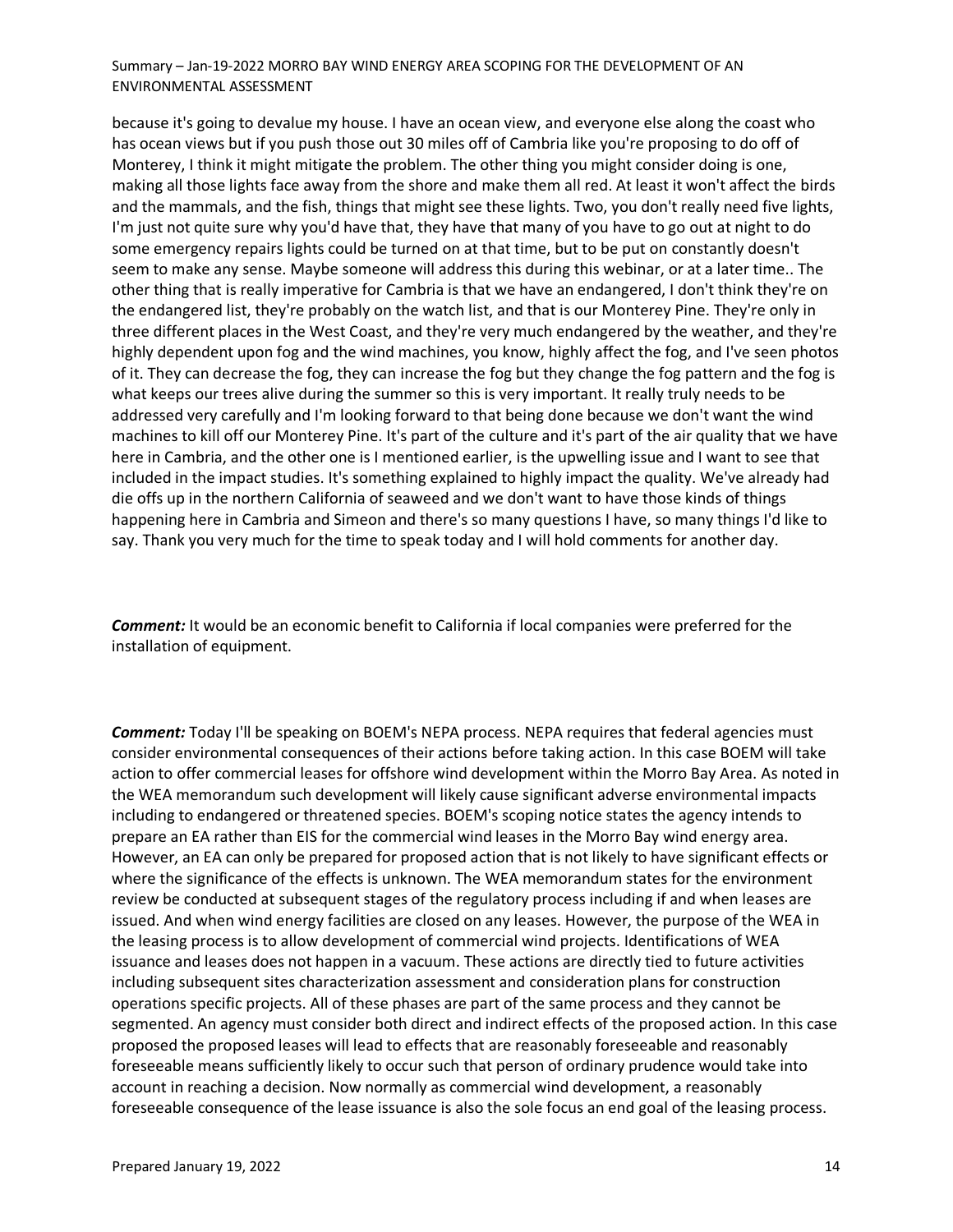because it's going to devalue my house. I have an ocean view, and everyone else along the coast who has ocean views but if you push those out 30 miles off of Cambria like you're proposing to do off of Monterey, I think it might mitigate the problem. The other thing you might consider doing is one, making all those lights face away from the shore and make them all red. At least it won't affect the birds and the mammals, and the fish, things that might see these lights. Two, you don't really need five lights, I'm just not quite sure why you'd have that, they have that many of you have to go out at night to do some emergency repairs lights could be turned on at that time, but to be put on constantly doesn't seem to make any sense. Maybe someone will address this during this webinar, or at a later time.. The other thing that is really imperative for Cambria is that we have an endangered, I don't think they're on the endangered list, they're probably on the watch list, and that is our Monterey Pine. They're only in three different places in the West Coast, and they're very much endangered by the weather, and they're highly dependent upon fog and the wind machines, you know, highly affect the fog, and I've seen photos of it. They can decrease the fog, they can increase the fog but they change the fog pattern and the fog is what keeps our trees alive during the summer so this is very important. It really truly needs to be addressed very carefully and I'm looking forward to that being done because we don't want the wind machines to kill off our Monterey Pine. It's part of the culture and it's part of the air quality that we have here in Cambria, and the other one is I mentioned earlier, is the upwelling issue and I want to see that included in the impact studies. It's something explained to highly impact the quality. We've already had die offs up in the northern California of seaweed and we don't want to have those kinds of things happening here in Cambria and Simeon and there's so many questions I have, so many things I'd like to say. Thank you very much for the time to speak today and I will hold comments for another day.

***Comment:*** It would be an economic benefit to California if local companies were preferred for the installation of equipment.

***Comment:*** Today I'll be speaking on BOEM's NEPA process. NEPA requires that federal agencies must consider environmental consequences of their actions before taking action. In this case BOEM will take action to offer commercial leases for offshore wind development within the Morro Bay Area. As noted in the WEA memorandum such development will likely cause significant adverse environmental impacts including to endangered or threatened species. BOEM's scoping notice states the agency intends to prepare an EA rather than EIS for the commercial wind leases in the Morro Bay wind energy area. However, an EA can only be prepared for proposed action that is not likely to have significant effects or where the significance of the effects is unknown. The WEA memorandum states for the environment review be conducted at subsequent stages of the regulatory process including if and when leases are issued. And when wind energy facilities are closed on any leases. However, the purpose of the WEA in the leasing process is to allow development of commercial wind projects. Identifications of WEA issuance and leases does not happen in a vacuum. These actions are directly tied to future activities including subsequent sites characterization assessment and consideration plans for construction operations specific projects. All of these phases are part of the same process and they cannot be segmented. An agency must consider both direct and indirect effects of the proposed action. In this case proposed the proposed leases will lead to effects that are reasonably foreseeable and reasonably foreseeable means sufficiently likely to occur such that person of ordinary prudence would take into account in reaching a decision. Now normally as commercial wind development, a reasonably foreseeable consequence of the lease issuance is also the sole focus an end goal of the leasing process.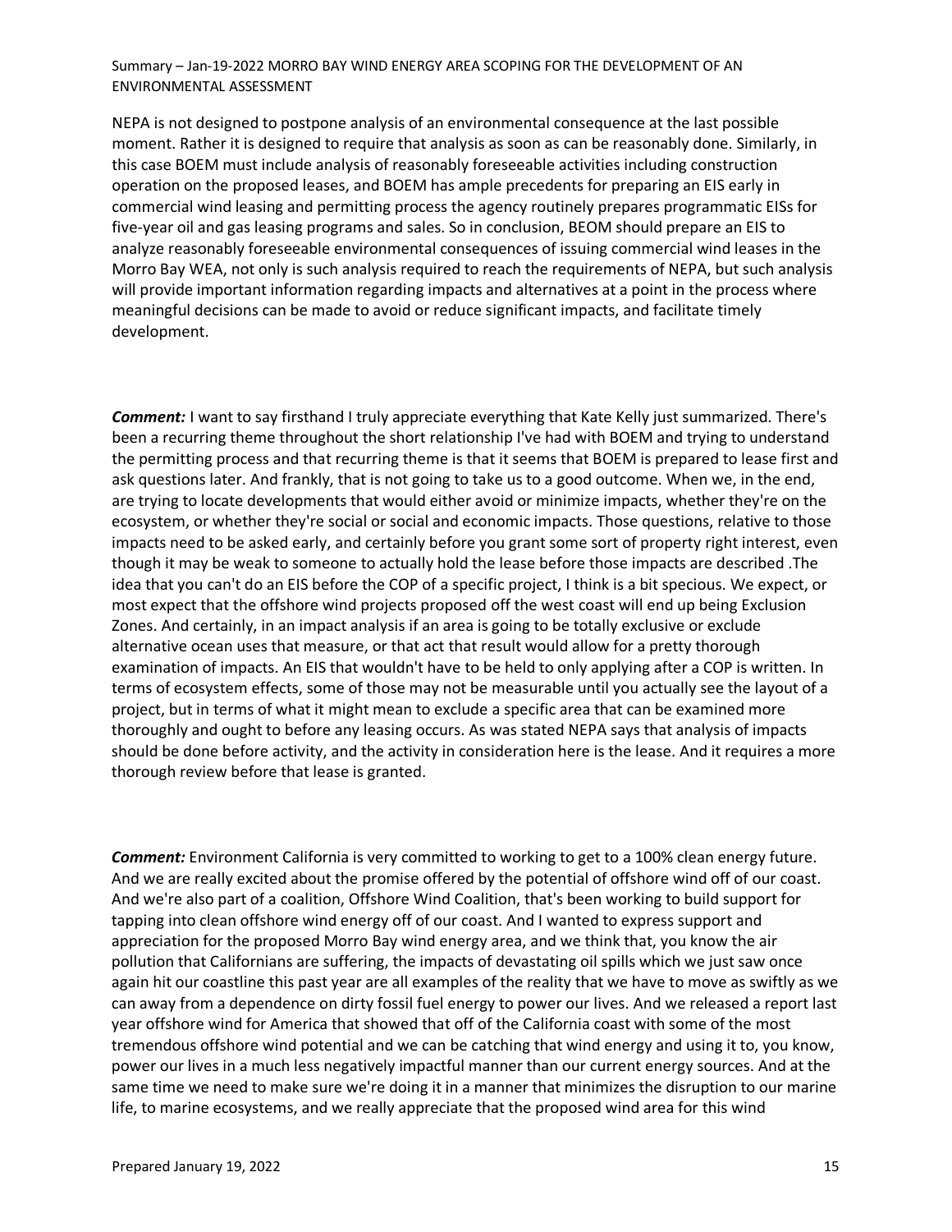NEPA is not designed to postpone analysis of an environmental consequence at the last possible moment. Rather it is designed to require that analysis as soon as can be reasonably done. Similarly, in this case BOEM must include analysis of reasonably foreseeable activities including construction operation on the proposed leases, and BOEM has ample precedents for preparing an EIS early in commercial wind leasing and permitting process the agency routinely prepares programmatic EISs for five-year oil and gas leasing programs and sales. So in conclusion, BEOM should prepare an EIS to analyze reasonably foreseeable environmental consequences of issuing commercial wind leases in the Morro Bay WEA, not only is such analysis required to reach the requirements of NEPA, but such analysis will provide important information regarding impacts and alternatives at a point in the process where meaningful decisions can be made to avoid or reduce significant impacts, and facilitate timely development.

***Comment:*** I want to say firsthand I truly appreciate everything that Kate Kelly just summarized. There's been a recurring theme throughout the short relationship I've had with BOEM and trying to understand the permitting process and that recurring theme is that it seems that BOEM is prepared to lease first and ask questions later. And frankly, that is not going to take us to a good outcome. When we, in the end, are trying to locate developments that would either avoid or minimize impacts, whether they're on the ecosystem, or whether they're social or social and economic impacts. Those questions, relative to those impacts need to be asked early, and certainly before you grant some sort of property right interest, even though it may be weak to someone to actually hold the lease before those impacts are described .The idea that you can't do an EIS before the COP of a specific project, I think is a bit specious. We expect, or most expect that the offshore wind projects proposed off the west coast will end up being Exclusion Zones. And certainly, in an impact analysis if an area is going to be totally exclusive or exclude alternative ocean uses that measure, or that act that result would allow for a pretty thorough examination of impacts. An EIS that wouldn't have to be held to only applying after a COP is written. In terms of ecosystem effects, some of those may not be measurable until you actually see the layout of a project, but in terms of what it might mean to exclude a specific area that can be examined more thoroughly and ought to before any leasing occurs. As was stated NEPA says that analysis of impacts should be done before activity, and the activity in consideration here is the lease. And it requires a more thorough review before that lease is granted.

***Comment:*** Environment California is very committed to working to get to a 100% clean energy future. And we are really excited about the promise offered by the potential of offshore wind off of our coast. And we're also part of a coalition, Offshore Wind Coalition, that's been working to build support for tapping into clean offshore wind energy off of our coast. And I wanted to express support and appreciation for the proposed Morro Bay wind energy area, and we think that, you know the air pollution that Californians are suffering, the impacts of devastating oil spills which we just saw once again hit our coastline this past year are all examples of the reality that we have to move as swiftly as we can away from a dependence on dirty fossil fuel energy to power our lives. And we released a report last year offshore wind for America that showed that off of the California coast with some of the most tremendous offshore wind potential and we can be catching that wind energy and using it to, you know, power our lives in a much less negatively impactful manner than our current energy sources. And at the same time we need to make sure we're doing it in a manner that minimizes the disruption to our marine life, to marine ecosystems, and we really appreciate that the proposed wind area for this wind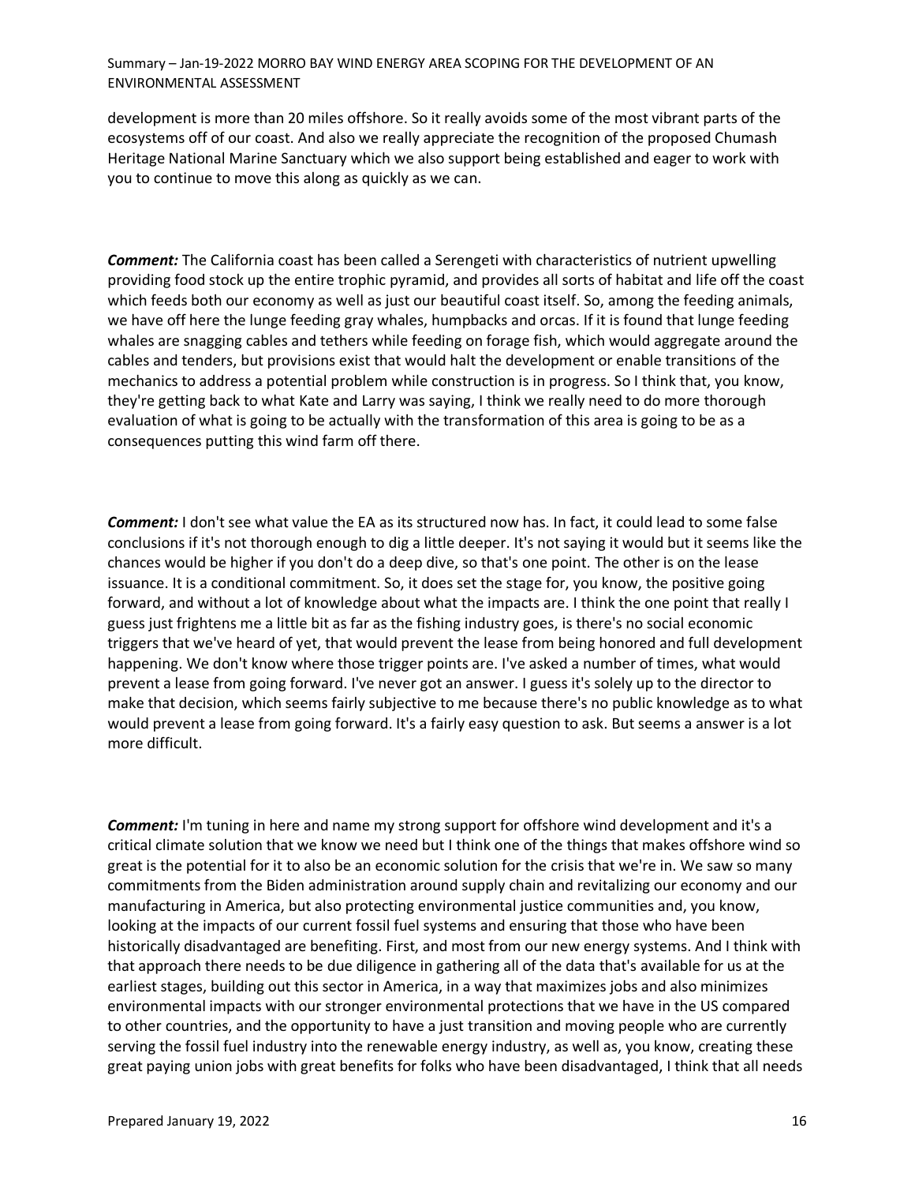development is more than 20 miles offshore. So it really avoids some of the most vibrant parts of the ecosystems off of our coast. And also we really appreciate the recognition of the proposed Chumash Heritage National Marine Sanctuary which we also support being established and eager to work with you to continue to move this along as quickly as we can.

***Comment:*** The California coast has been called a Serengeti with characteristics of nutrient upwelling providing food stock up the entire trophic pyramid, and provides all sorts of habitat and life off the coast which feeds both our economy as well as just our beautiful coast itself. So, among the feeding animals, we have off here the lunge feeding gray whales, humpbacks and orcas. If it is found that lunge feeding whales are snagging cables and tethers while feeding on forage fish, which would aggregate around the cables and tenders, but provisions exist that would halt the development or enable transitions of the mechanics to address a potential problem while construction is in progress. So I think that, you know, they're getting back to what Kate and Larry was saying, I think we really need to do more thorough evaluation of what is going to be actually with the transformation of this area is going to be as a consequences putting this wind farm off there.

***Comment:*** I don't see what value the EA as its structured now has. In fact, it could lead to some false conclusions if it's not thorough enough to dig a little deeper. It's not saying it would but it seems like the chances would be higher if you don't do a deep dive, so that's one point. The other is on the lease issuance. It is a conditional commitment. So, it does set the stage for, you know, the positive going forward, and without a lot of knowledge about what the impacts are. I think the one point that really I guess just frightens me a little bit as far as the fishing industry goes, is there's no social economic triggers that we've heard of yet, that would prevent the lease from being honored and full development happening. We don't know where those trigger points are. I've asked a number of times, what would prevent a lease from going forward. I've never got an answer. I guess it's solely up to the director to make that decision, which seems fairly subjective to me because there's no public knowledge as to what would prevent a lease from going forward. It's a fairly easy question to ask. But seems a answer is a lot more difficult.

***Comment:*** I'm tuning in here and name my strong support for offshore wind development and it's a critical climate solution that we know we need but I think one of the things that makes offshore wind so great is the potential for it to also be an economic solution for the crisis that we're in. We saw so many commitments from the Biden administration around supply chain and revitalizing our economy and our manufacturing in America, but also protecting environmental justice communities and, you know, looking at the impacts of our current fossil fuel systems and ensuring that those who have been historically disadvantaged are benefiting. First, and most from our new energy systems. And I think with that approach there needs to be due diligence in gathering all of the data that's available for us at the earliest stages, building out this sector in America, in a way that maximizes jobs and also minimizes environmental impacts with our stronger environmental protections that we have in the US compared to other countries, and the opportunity to have a just transition and moving people who are currently serving the fossil fuel industry into the renewable energy industry, as well as, you know, creating these great paying union jobs with great benefits for folks who have been disadvantaged, I think that all needs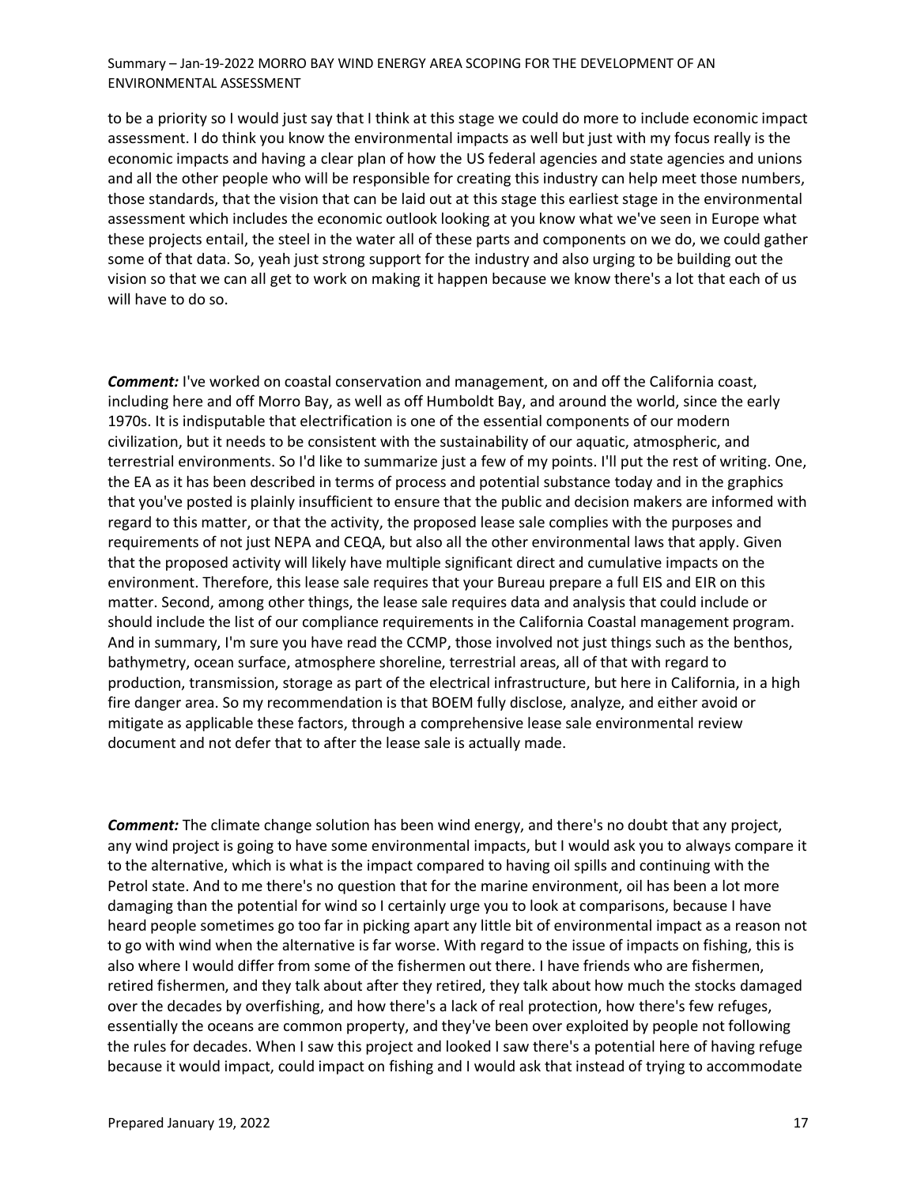to be a priority so I would just say that I think at this stage we could do more to include economic impact assessment. I do think you know the environmental impacts as well but just with my focus really is the economic impacts and having a clear plan of how the US federal agencies and state agencies and unions and all the other people who will be responsible for creating this industry can help meet those numbers, those standards, that the vision that can be laid out at this stage this earliest stage in the environmental assessment which includes the economic outlook looking at you know what we've seen in Europe what these projects entail, the steel in the water all of these parts and components on we do, we could gather some of that data. So, yeah just strong support for the industry and also urging to be building out the vision so that we can all get to work on making it happen because we know there's a lot that each of us will have to do so.

***Comment:*** I've worked on coastal conservation and management, on and off the California coast, including here and off Morro Bay, as well as off Humboldt Bay, and around the world, since the early 1970s. It is indisputable that electrification is one of the essential components of our modern civilization, but it needs to be consistent with the sustainability of our aquatic, atmospheric, and terrestrial environments. So I'd like to summarize just a few of my points. I'll put the rest of writing. One, the EA as it has been described in terms of process and potential substance today and in the graphics that you've posted is plainly insufficient to ensure that the public and decision makers are informed with regard to this matter, or that the activity, the proposed lease sale complies with the purposes and requirements of not just NEPA and CEQA, but also all the other environmental laws that apply. Given that the proposed activity will likely have multiple significant direct and cumulative impacts on the environment. Therefore, this lease sale requires that your Bureau prepare a full EIS and EIR on this matter. Second, among other things, the lease sale requires data and analysis that could include or should include the list of our compliance requirements in the California Coastal management program. And in summary, I'm sure you have read the CCMP, those involved not just things such as the benthos, bathymetry, ocean surface, atmosphere shoreline, terrestrial areas, all of that with regard to production, transmission, storage as part of the electrical infrastructure, but here in California, in a high fire danger area. So my recommendation is that BOEM fully disclose, analyze, and either avoid or mitigate as applicable these factors, through a comprehensive lease sale environmental review document and not defer that to after the lease sale is actually made.

***Comment:*** The climate change solution has been wind energy, and there's no doubt that any project, any wind project is going to have some environmental impacts, but I would ask you to always compare it to the alternative, which is what is the impact compared to having oil spills and continuing with the Petrol state. And to me there's no question that for the marine environment, oil has been a lot more damaging than the potential for wind so I certainly urge you to look at comparisons, because I have heard people sometimes go too far in picking apart any little bit of environmental impact as a reason not to go with wind when the alternative is far worse. With regard to the issue of impacts on fishing, this is also where I would differ from some of the fishermen out there. I have friends who are fishermen, retired fishermen, and they talk about after they retired, they talk about how much the stocks damaged over the decades by overfishing, and how there's a lack of real protection, how there's few refuges, essentially the oceans are common property, and they've been over exploited by people not following the rules for decades. When I saw this project and looked I saw there's a potential here of having refuge because it would impact, could impact on fishing and I would ask that instead of trying to accommodate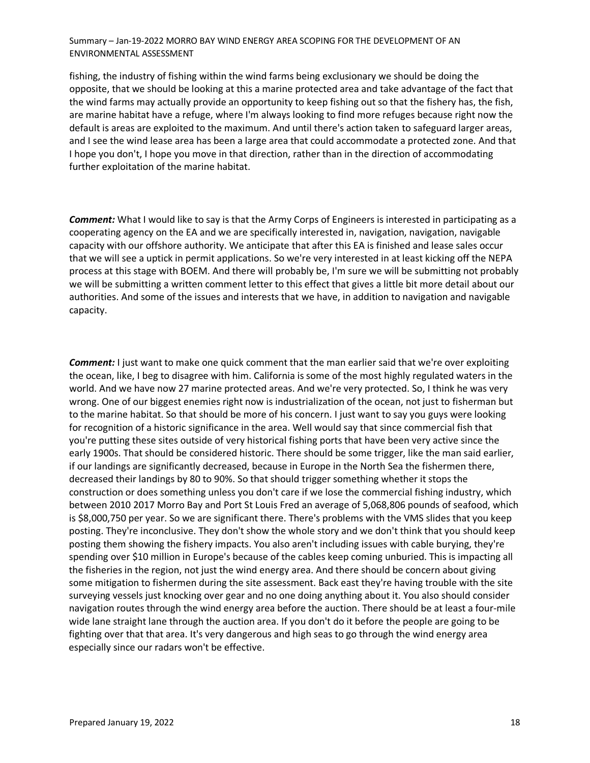fishing, the industry of fishing within the wind farms being exclusionary we should be doing the opposite, that we should be looking at this a marine protected area and take advantage of the fact that the wind farms may actually provide an opportunity to keep fishing out so that the fishery has, the fish, are marine habitat have a refuge, where I'm always looking to find more refuges because right now the default is areas are exploited to the maximum. And until there's action taken to safeguard larger areas, and I see the wind lease area has been a large area that could accommodate a protected zone. And that I hope you don't, I hope you move in that direction, rather than in the direction of accommodating further exploitation of the marine habitat.

***Comment:*** What I would like to say is that the Army Corps of Engineers is interested in participating as a cooperating agency on the EA and we are specifically interested in, navigation, navigation, navigable capacity with our offshore authority. We anticipate that after this EA is finished and lease sales occur that we will see a uptick in permit applications. So we're very interested in at least kicking off the NEPA process at this stage with BOEM. And there will probably be, I'm sure we will be submitting not probably we will be submitting a written comment letter to this effect that gives a little bit more detail about our authorities. And some of the issues and interests that we have, in addition to navigation and navigable capacity.

***Comment:*** I just want to make one quick comment that the man earlier said that we're over exploiting the ocean, like, I beg to disagree with him. California is some of the most highly regulated waters in the world. And we have now 27 marine protected areas. And we're very protected. So, I think he was very wrong. One of our biggest enemies right now is industrialization of the ocean, not just to fisherman but to the marine habitat. So that should be more of his concern. I just want to say you guys were looking for recognition of a historic significance in the area. Well would say that since commercial fish that you're putting these sites outside of very historical fishing ports that have been very active since the early 1900s. That should be considered historic. There should be some trigger, like the man said earlier, if our landings are significantly decreased, because in Europe in the North Sea the fishermen there, decreased their landings by 80 to 90%. So that should trigger something whether it stops the construction or does something unless you don't care if we lose the commercial fishing industry, which between 2010 2017 Morro Bay and Port St Louis Fred an average of 5,068,806 pounds of seafood, which is $8,000,750 per year. So we are significant there. There's problems with the VMS slides that you keep posting. They're inconclusive. They don't show the whole story and we don't think that you should keep posting them showing the fishery impacts. You also aren't including issues with cable burying, they're spending over $10 million in Europe's because of the cables keep coming unburied. This is impacting all the fisheries in the region, not just the wind energy area. And there should be concern about giving some mitigation to fishermen during the site assessment. Back east they're having trouble with the site surveying vessels just knocking over gear and no one doing anything about it. You also should consider navigation routes through the wind energy area before the auction. There should be at least a four-mile wide lane straight lane through the auction area. If you don't do it before the people are going to be fighting over that that area. It's very dangerous and high seas to go through the wind energy area especially since our radars won't be effective.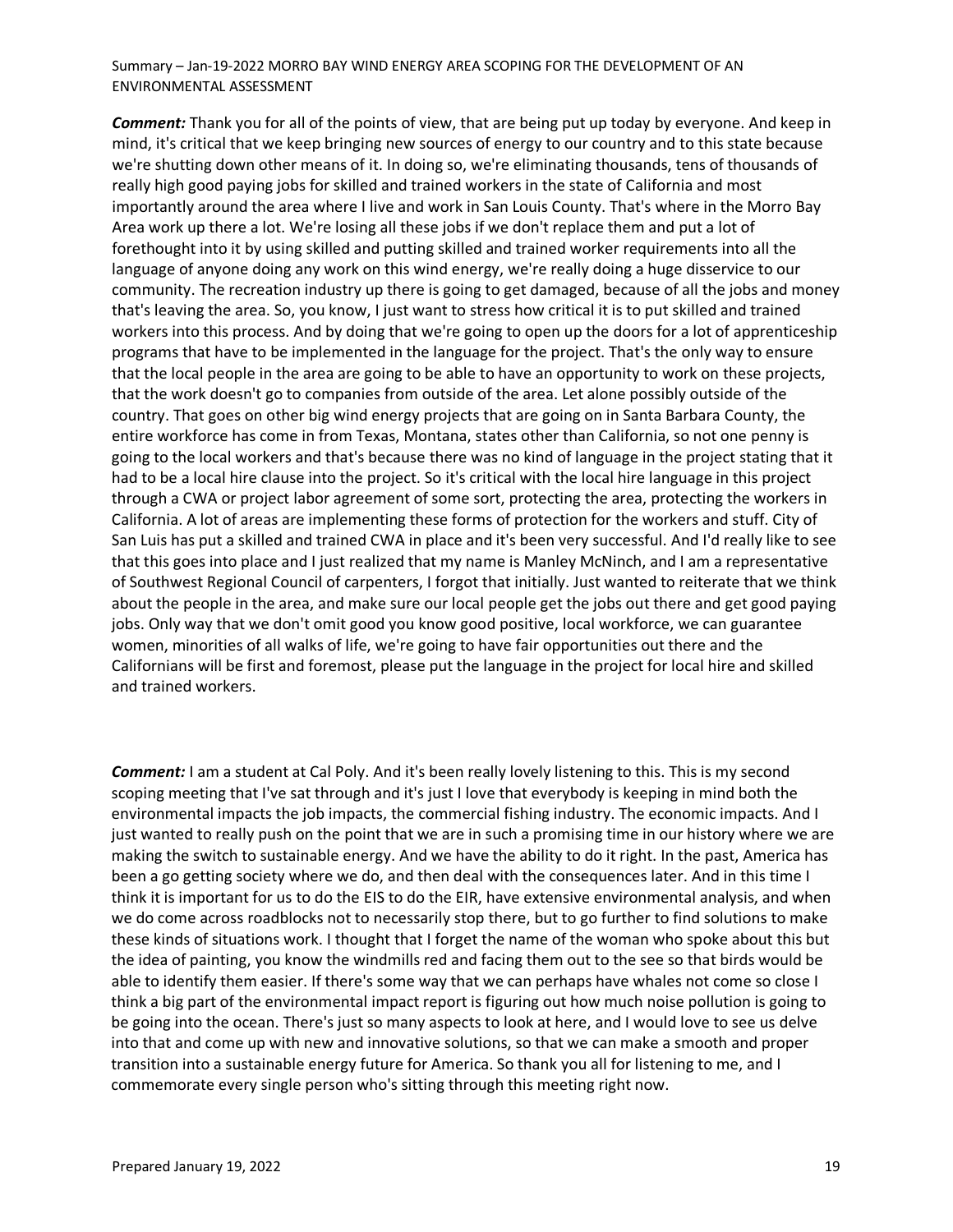***Comment:*** Thank you for all of the points of view, that are being put up today by everyone. And keep in mind, it's critical that we keep bringing new sources of energy to our country and to this state because we're shutting down other means of it. In doing so, we're eliminating thousands, tens of thousands of really high good paying jobs for skilled and trained workers in the state of California and most importantly around the area where I live and work in San Louis County. That's where in the Morro Bay Area work up there a lot. We're losing all these jobs if we don't replace them and put a lot of forethought into it by using skilled and putting skilled and trained worker requirements into all the language of anyone doing any work on this wind energy, we're really doing a huge disservice to our community. The recreation industry up there is going to get damaged, because of all the jobs and money that's leaving the area. So, you know, I just want to stress how critical it is to put skilled and trained workers into this process. And by doing that we're going to open up the doors for a lot of apprenticeship programs that have to be implemented in the language for the project. That's the only way to ensure that the local people in the area are going to be able to have an opportunity to work on these projects, that the work doesn't go to companies from outside of the area. Let alone possibly outside of the country. That goes on other big wind energy projects that are going on in Santa Barbara County, the entire workforce has come in from Texas, Montana, states other than California, so not one penny is going to the local workers and that's because there was no kind of language in the project stating that it had to be a local hire clause into the project. So it's critical with the local hire language in this project through a CWA or project labor agreement of some sort, protecting the area, protecting the workers in California. A lot of areas are implementing these forms of protection for the workers and stuff. City of San Luis has put a skilled and trained CWA in place and it's been very successful. And I'd really like to see that this goes into place and I just realized that my name is Manley McNinch, and I am a representative of Southwest Regional Council of carpenters, I forgot that initially. Just wanted to reiterate that we think about the people in the area, and make sure our local people get the jobs out there and get good paying jobs. Only way that we don't omit good you know good positive, local workforce, we can guarantee women, minorities of all walks of life, we're going to have fair opportunities out there and the Californians will be first and foremost, please put the language in the project for local hire and skilled and trained workers.

***Comment:*** I am a student at Cal Poly. And it's been really lovely listening to this. This is my second scoping meeting that I've sat through and it's just I love that everybody is keeping in mind both the environmental impacts the job impacts, the commercial fishing industry. The economic impacts. And I just wanted to really push on the point that we are in such a promising time in our history where we are making the switch to sustainable energy. And we have the ability to do it right. In the past, America has been a go getting society where we do, and then deal with the consequences later. And in this time I think it is important for us to do the EIS to do the EIR, have extensive environmental analysis, and when we do come across roadblocks not to necessarily stop there, but to go further to find solutions to make these kinds of situations work. I thought that I forget the name of the woman who spoke about this but the idea of painting, you know the windmills red and facing them out to the see so that birds would be able to identify them easier. If there's some way that we can perhaps have whales not come so close I think a big part of the environmental impact report is figuring out how much noise pollution is going to be going into the ocean. There's just so many aspects to look at here, and I would love to see us delve into that and come up with new and innovative solutions, so that we can make a smooth and proper transition into a sustainable energy future for America. So thank you all for listening to me, and I commemorate every single person who's sitting through this meeting right now.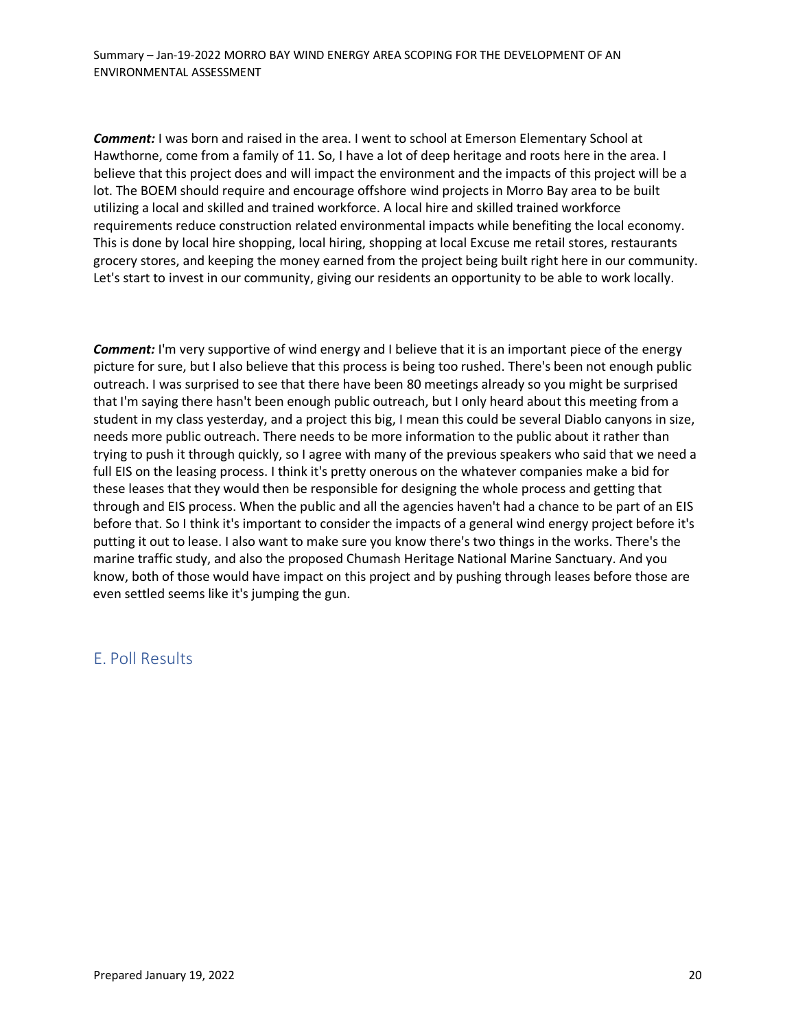***Comment:*** I was born and raised in the area. I went to school at Emerson Elementary School at Hawthorne, come from a family of 11. So, I have a lot of deep heritage and roots here in the area. I believe that this project does and will impact the environment and the impacts of this project will be a lot. The BOEM should require and encourage offshore wind projects in Morro Bay area to be built utilizing a local and skilled and trained workforce. A local hire and skilled trained workforce requirements reduce construction related environmental impacts while benefiting the local economy. This is done by local hire shopping, local hiring, shopping at local Excuse me retail stores, restaurants grocery stores, and keeping the money earned from the project being built right here in our community. Let's start to invest in our community, giving our residents an opportunity to be able to work locally.

***Comment:*** I'm very supportive of wind energy and I believe that it is an important piece of the energy picture for sure, but I also believe that this process is being too rushed. There's been not enough public outreach. I was surprised to see that there have been 80 meetings already so you might be surprised that I'm saying there hasn't been enough public outreach, but I only heard about this meeting from a student in my class yesterday, and a project this big, I mean this could be several Diablo canyons in size, needs more public outreach. There needs to be more information to the public about it rather than trying to push it through quickly, so I agree with many of the previous speakers who said that we need a full EIS on the leasing process. I think it's pretty onerous on the whatever companies make a bid for these leases that they would then be responsible for designing the whole process and getting that through and EIS process. When the public and all the agencies haven't had a chance to be part of an EIS before that. So I think it's important to consider the impacts of a general wind energy project before it's putting it out to lease. I also want to make sure you know there's two things in the works. There's the marine traffic study, and also the proposed Chumash Heritage National Marine Sanctuary. And you know, both of those would have impact on this project and by pushing through leases before those are even settled seems like it's jumping the gun.

## E. Poll Results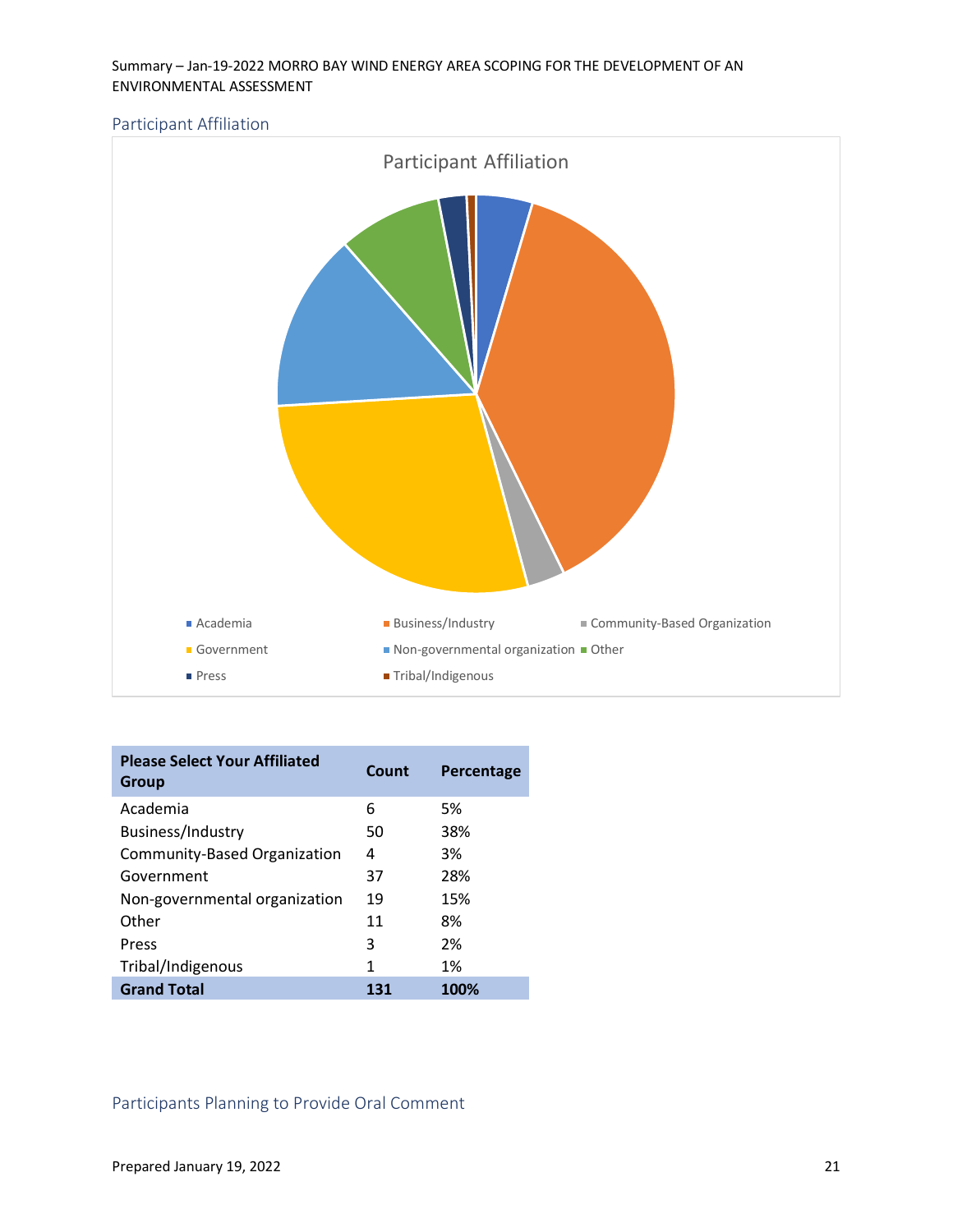## Participant Affiliation

Participant Affiliation

Academia
Business/Industry
Community-Based Organization
Government
Non-governmental organization
Other
Press
Tribal/Indigenous

| Please Select Your Affiliated Group | Count | Percentage |
|---|---|---|
| Academia | 6 | 5% |
| Business/Industry | 50 | 38% |
| Community-Based Organization | 4 | 3% |
| Government | 37 | 28% |
| Non-governmental organization | 19 | 15% |
| Other | 11 | 8% |
| Press | 3 | 2% |
| Tribal/Indigenous | 1 | 1% |
| **Grand Total** | **131** | **100%** |

## Participants Planning to Provide Oral Comment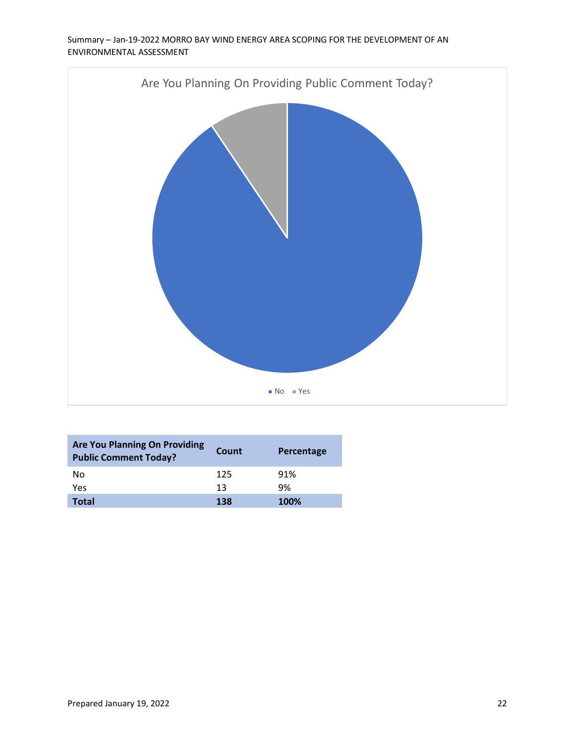Are You Planning On Providing Public Comment Today?

No
Yes

| Are You Planning On Providing Public Comment Today? | Count | Percentage |
|---|---|---|
| No | 125 | 91% |
| Yes | 13 | 9% |
| **Total** | **138** | **100%** |